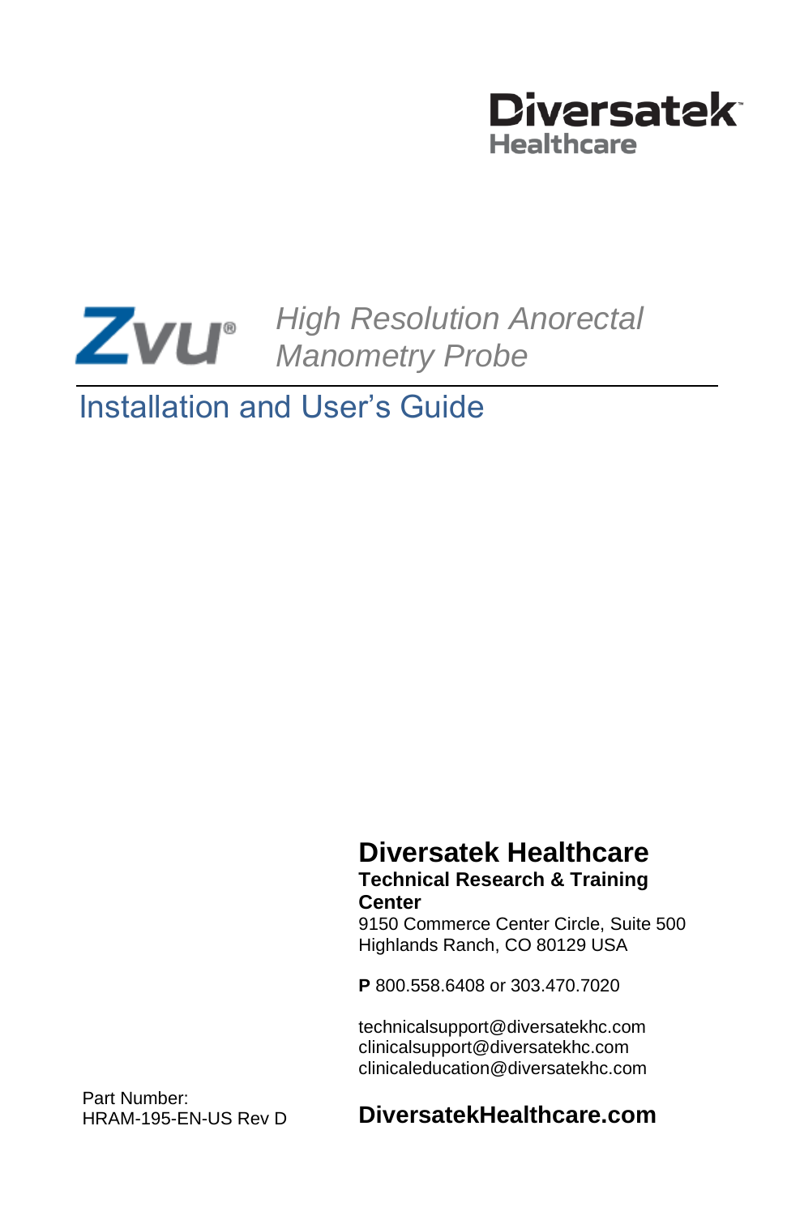Diversatek Healthcare

# Zvu® *High Resolution Anorectal Manometry Probe*

## Installation and User's Guide

**Diversatek Healthcare**
**Technical Research & Training Center**
9150 Commerce Center Circle, Suite 500
Highlands Ranch, CO 80129 USA

**P** 800.558.6408 or 303.470.7020

technicalsupport@diversatekhc.com
clinicalsupport@diversatekhc.com
clinicaleducation@diversatekhc.com

**DiversatekHealthcare.com**

Part Number:
HRAM-195-EN-US Rev D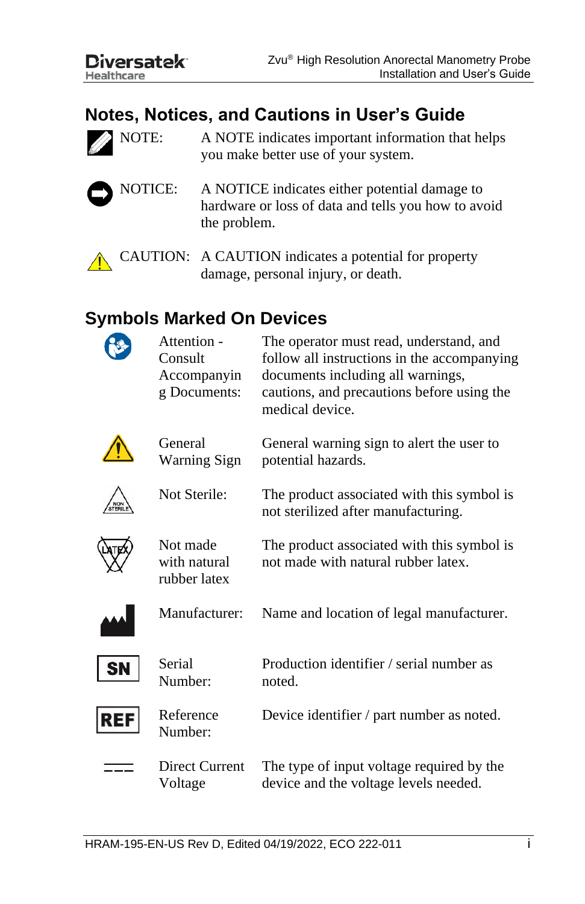## Notes, Notices, and Cautions in User's Guide

| | | |
|---|---|---|
| | NOTE: | A NOTE indicates important information that helps you make better use of your system. |
| | NOTICE: | A NOTICE indicates either potential damage to hardware or loss of data and tells you how to avoid the problem. |
| | CAUTION: | A CAUTION indicates a potential for property damage, personal injury, or death. |

## Symbols Marked On Devices

| | | |
|---|---|---|
| | Attention - Consult Accompanying Documents: | The operator must read, understand, and follow all instructions in the accompanying documents including all warnings, cautions, and precautions before using the medical device. |
| | General Warning Sign | General warning sign to alert the user to potential hazards. |
| NON STERILE | Not Sterile: | The product associated with this symbol is not sterilized after manufacturing. |
| LATEX | Not made with natural rubber latex | The product associated with this symbol is not made with natural rubber latex. |
| | Manufacturer: | Name and location of legal manufacturer. |
| SN | Serial Number: | Production identifier / serial number as noted. |
| REF | Reference Number: | Device identifier / part number as noted. |
| | Direct Current Voltage | The type of input voltage required by the device and the voltage levels needed. |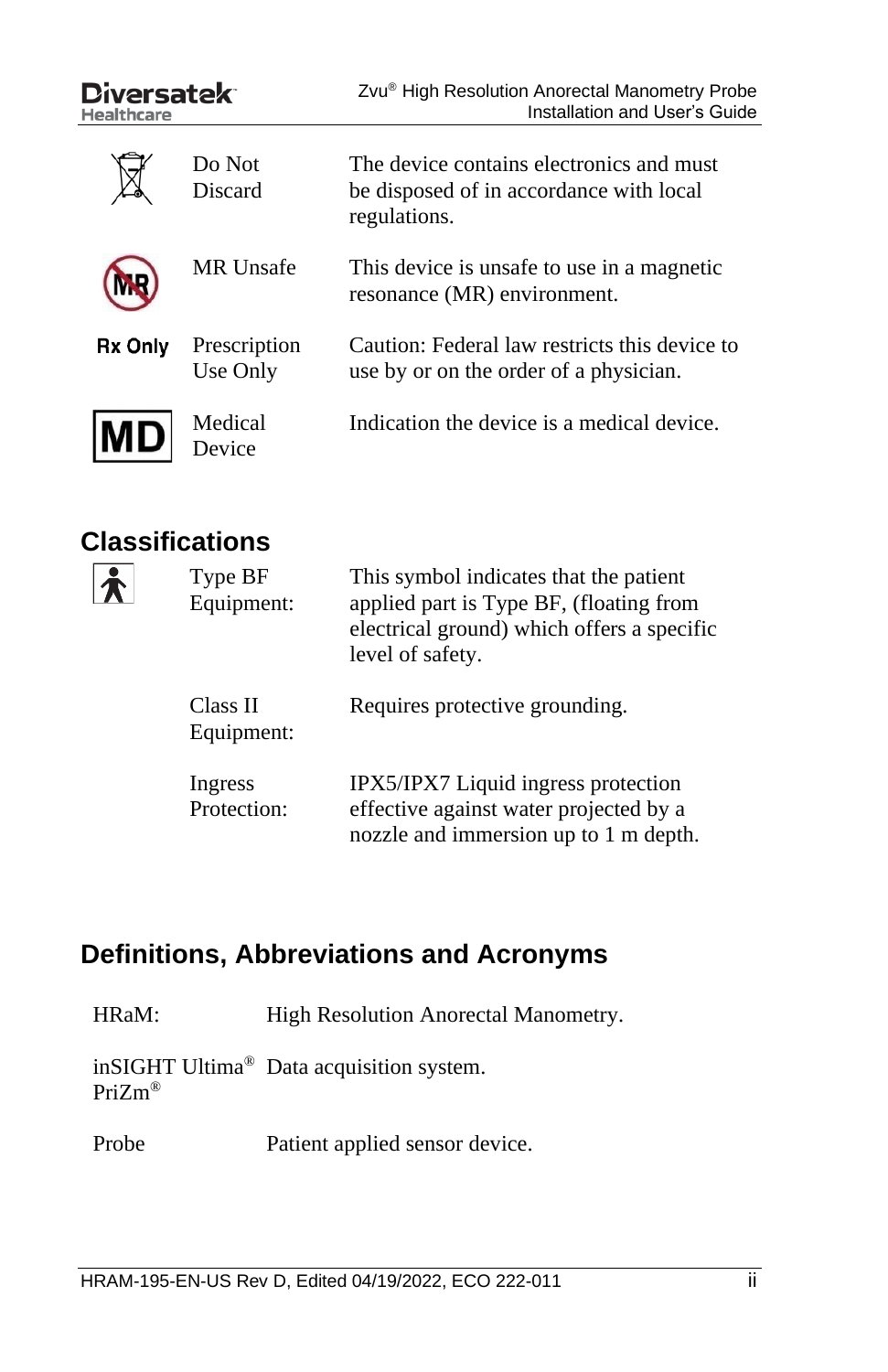| Symbol | Name | Description |
|---|---|---|
| | Do Not Discard | The device contains electronics and must be disposed of in accordance with local regulations. |
| | MR Unsafe | This device is unsafe to use in a magnetic resonance (MR) environment. |
| Rx Only | Prescription Use Only | Caution: Federal law restricts this device to use by or on the order of a physician. |
| MD | Medical Device | Indication the device is a medical device. |

## Classifications

| Symbol | Classification | Description |
|---|---|---|
| | Type BF Equipment: | This symbol indicates that the patient applied part is Type BF, (floating from electrical ground) which offers a specific level of safety. |
| | Class II Equipment: | Requires protective grounding. |
| | Ingress Protection: | IPX5/IPX7 Liquid ingress protection effective against water projected by a nozzle and immersion up to 1 m depth. |

## Definitions, Abbreviations and Acronyms

| Term | Definition |
|---|---|
| HRaM: | High Resolution Anorectal Manometry. |
| inSIGHT Ultima® PriZm® | Data acquisition system. |
| Probe | Patient applied sensor device. |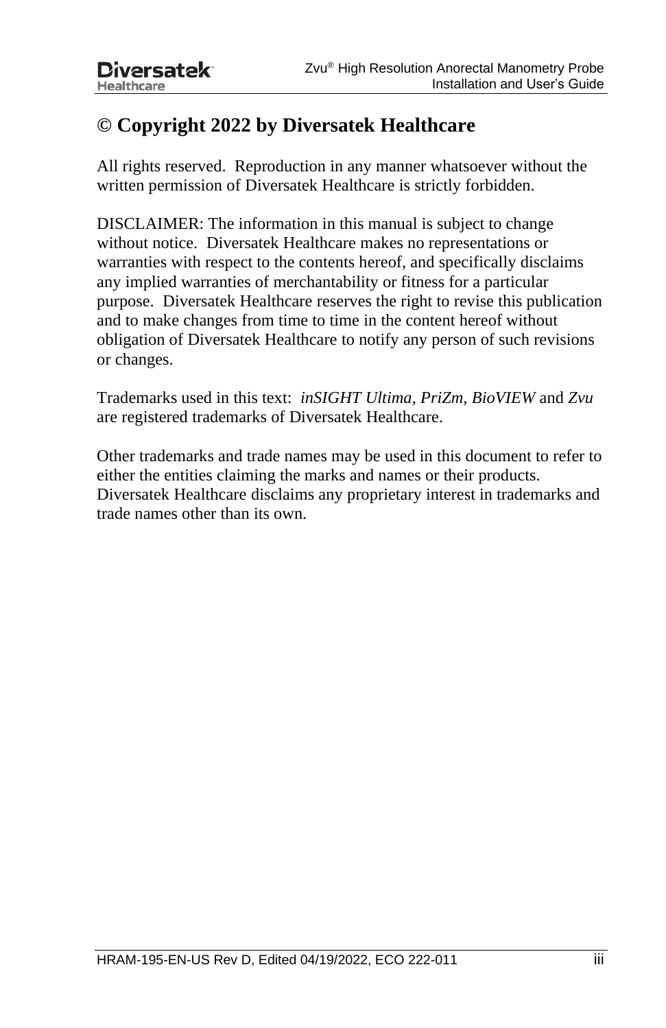# © Copyright 2022 by Diversatek Healthcare

All rights reserved. Reproduction in any manner whatsoever without the written permission of Diversatek Healthcare is strictly forbidden.

DISCLAIMER: The information in this manual is subject to change without notice. Diversatek Healthcare makes no representations or warranties with respect to the contents hereof, and specifically disclaims any implied warranties of merchantability or fitness for a particular purpose. Diversatek Healthcare reserves the right to revise this publication and to make changes from time to time in the content hereof without obligation of Diversatek Healthcare to notify any person of such revisions or changes.

Trademarks used in this text: *inSIGHT Ultima, PriZm, BioVIEW* and *Zvu* are registered trademarks of Diversatek Healthcare.

Other trademarks and trade names may be used in this document to refer to either the entities claiming the marks and names or their products. Diversatek Healthcare disclaims any proprietary interest in trademarks and trade names other than its own.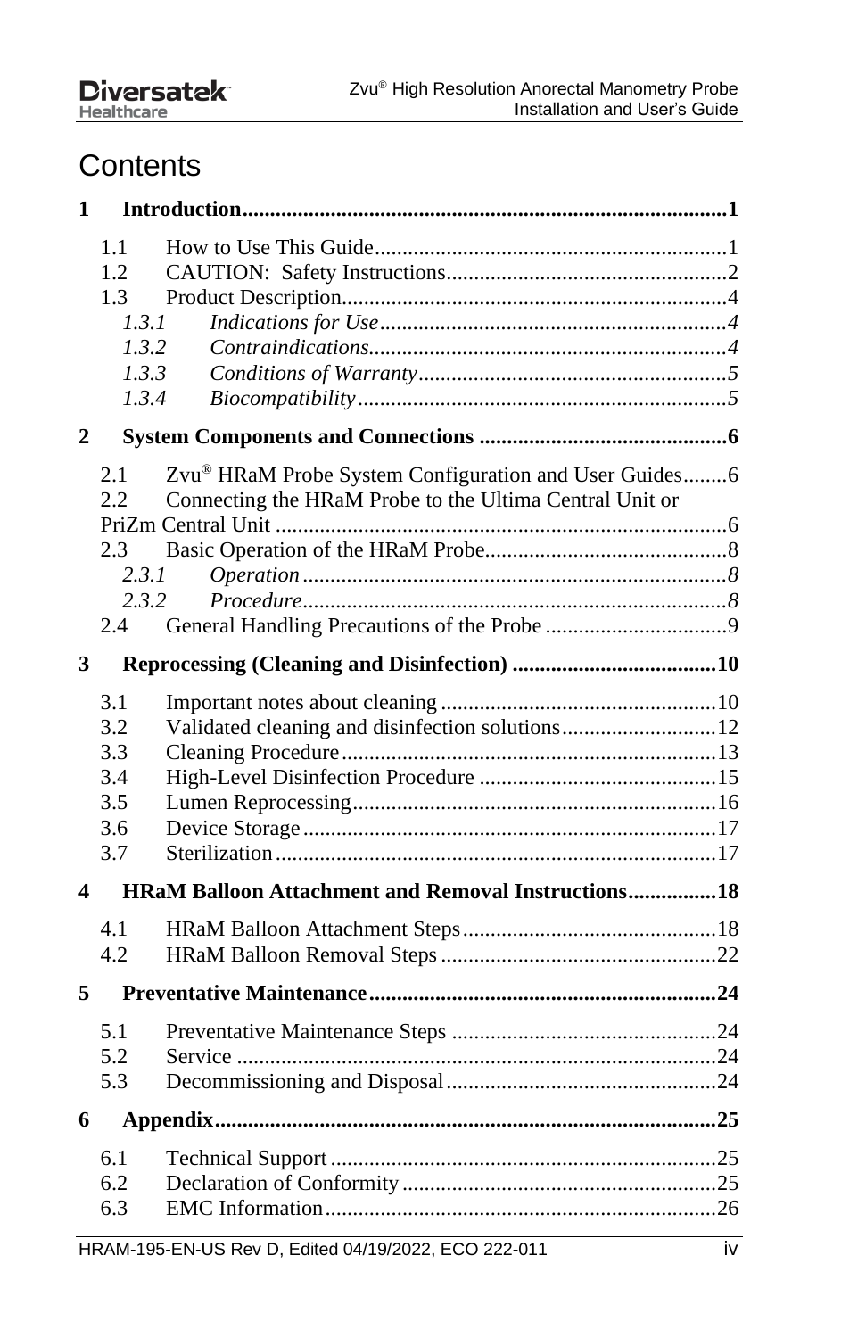# Contents

**1 Introduction........................................................................................1**

- 1.1 How to Use This Guide...............................................................1
- 1.2 CAUTION: Safety Instructions..................................................2
- 1.3 Product Description....................................................................4
  - *1.3.1 Indications for Use..............................................................4*
  - *1.3.2 Contraindications................................................................4*
  - *1.3.3 Conditions of Warranty.......................................................5*
  - *1.3.4 Biocompatibility..................................................................5*

**2 System Components and Connections ............................................6**

- 2.1 Zvu® HRaM Probe System Configuration and User Guides........6
- 2.2 Connecting the HRaM Probe to the Ultima Central Unit or PriZm Central Unit .................................................................................6
- 2.3 Basic Operation of the HRaM Probe...........................................8
  - *2.3.1 Operation ............................................................................8*
  - *2.3.2 Procedure............................................................................8*
- 2.4 General Handling Precautions of the Probe ................................9

**3 Reprocessing (Cleaning and Disinfection) .....................................10**

- 3.1 Important notes about cleaning .................................................10
- 3.2 Validated cleaning and disinfection solutions............................12
- 3.3 Cleaning Procedure...................................................................13
- 3.4 High-Level Disinfection Procedure ...........................................15
- 3.5 Lumen Reprocessing.................................................................16
- 3.6 Device Storage..........................................................................17
- 3.7 Sterilization...............................................................................17

**4 HRaM Balloon Attachment and Removal Instructions................18**

- 4.1 HRaM Balloon Attachment Steps..............................................18
- 4.2 HRaM Balloon Removal Steps..................................................22

**5 Preventative Maintenance..............................................................24**

- 5.1 Preventative Maintenance Steps ................................................24
- 5.2 Service ......................................................................................24
- 5.3 Decommissioning and Disposal.................................................24

**6 Appendix..........................................................................................25**

- 6.1 Technical Support.....................................................................25
- 6.2 Declaration of Conformity........................................................25
- 6.3 EMC Information......................................................................26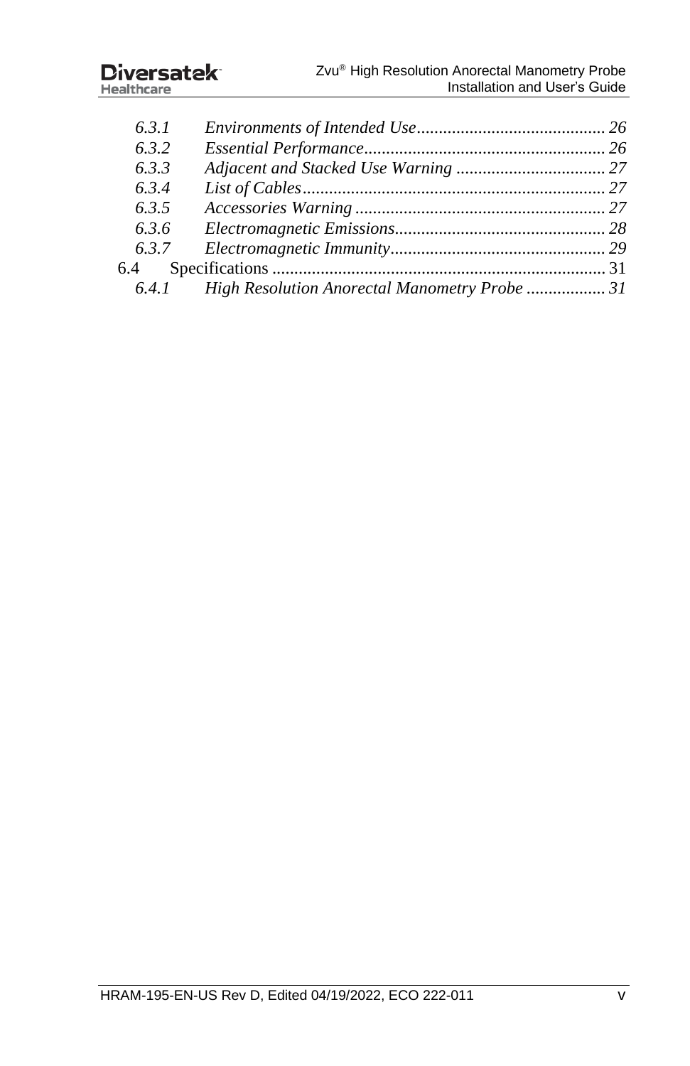*6.3.1 Environments of Intended Use........................................... 26*
*6.3.2 Essential Performance....................................................... 26*
*6.3.3 Adjacent and Stacked Use Warning .................................. 27*
*6.3.4 List of Cables.................................................................... 27*
*6.3.5 Accessories Warning ......................................................... 27*
*6.3.6 Electromagnetic Emissions................................................ 28*
*6.3.7 Electromagnetic Immunity................................................. 29*

6.4 Specifications ........................................................................... 31

*6.4.1 High Resolution Anorectal Manometry Probe .................. 31*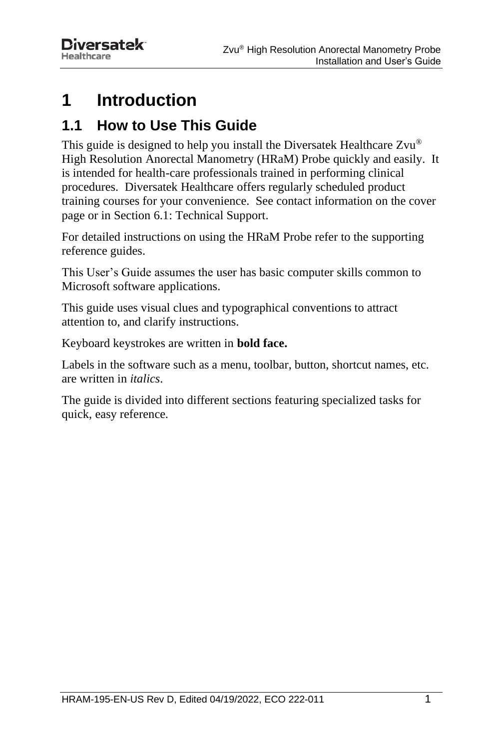# 1 Introduction

## 1.1 How to Use This Guide

This guide is designed to help you install the Diversatek Healthcare Zvu® High Resolution Anorectal Manometry (HRaM) Probe quickly and easily. It is intended for health-care professionals trained in performing clinical procedures. Diversatek Healthcare offers regularly scheduled product training courses for your convenience. See contact information on the cover page or in Section 6.1: Technical Support.

For detailed instructions on using the HRaM Probe refer to the supporting reference guides.

This User's Guide assumes the user has basic computer skills common to Microsoft software applications.

This guide uses visual clues and typographical conventions to attract attention to, and clarify instructions.

Keyboard keystrokes are written in **bold face.**

Labels in the software such as a menu, toolbar, button, shortcut names, etc. are written in *italics*.

The guide is divided into different sections featuring specialized tasks for quick, easy reference.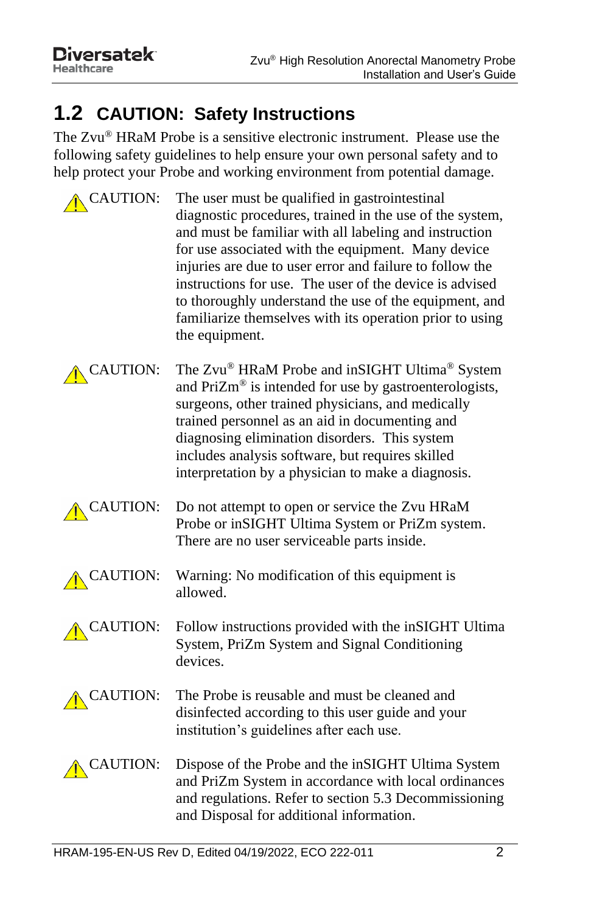## 1.2 CAUTION: Safety Instructions

The Zvu® HRaM Probe is a sensitive electronic instrument. Please use the following safety guidelines to help ensure your own personal safety and to help protect your Probe and working environment from potential damage.

⚠ CAUTION: The user must be qualified in gastrointestinal diagnostic procedures, trained in the use of the system, and must be familiar with all labeling and instruction for use associated with the equipment. Many device injuries are due to user error and failure to follow the instructions for use. The user of the device is advised to thoroughly understand the use of the equipment, and familiarize themselves with its operation prior to using the equipment.

⚠ CAUTION: The Zvu® HRaM Probe and inSIGHT Ultima® System and PriZm® is intended for use by gastroenterologists, surgeons, other trained physicians, and medically trained personnel as an aid in documenting and diagnosing elimination disorders. This system includes analysis software, but requires skilled interpretation by a physician to make a diagnosis.

⚠ CAUTION: Do not attempt to open or service the Zvu HRaM Probe or inSIGHT Ultima System or PriZm system. There are no user serviceable parts inside.

⚠ CAUTION: Warning: No modification of this equipment is allowed.

⚠ CAUTION: Follow instructions provided with the inSIGHT Ultima System, PriZm System and Signal Conditioning devices.

⚠ CAUTION: The Probe is reusable and must be cleaned and disinfected according to this user guide and your institution's guidelines after each use.

⚠ CAUTION: Dispose of the Probe and the inSIGHT Ultima System and PriZm System in accordance with local ordinances and regulations. Refer to section 5.3 Decommissioning and Disposal for additional information.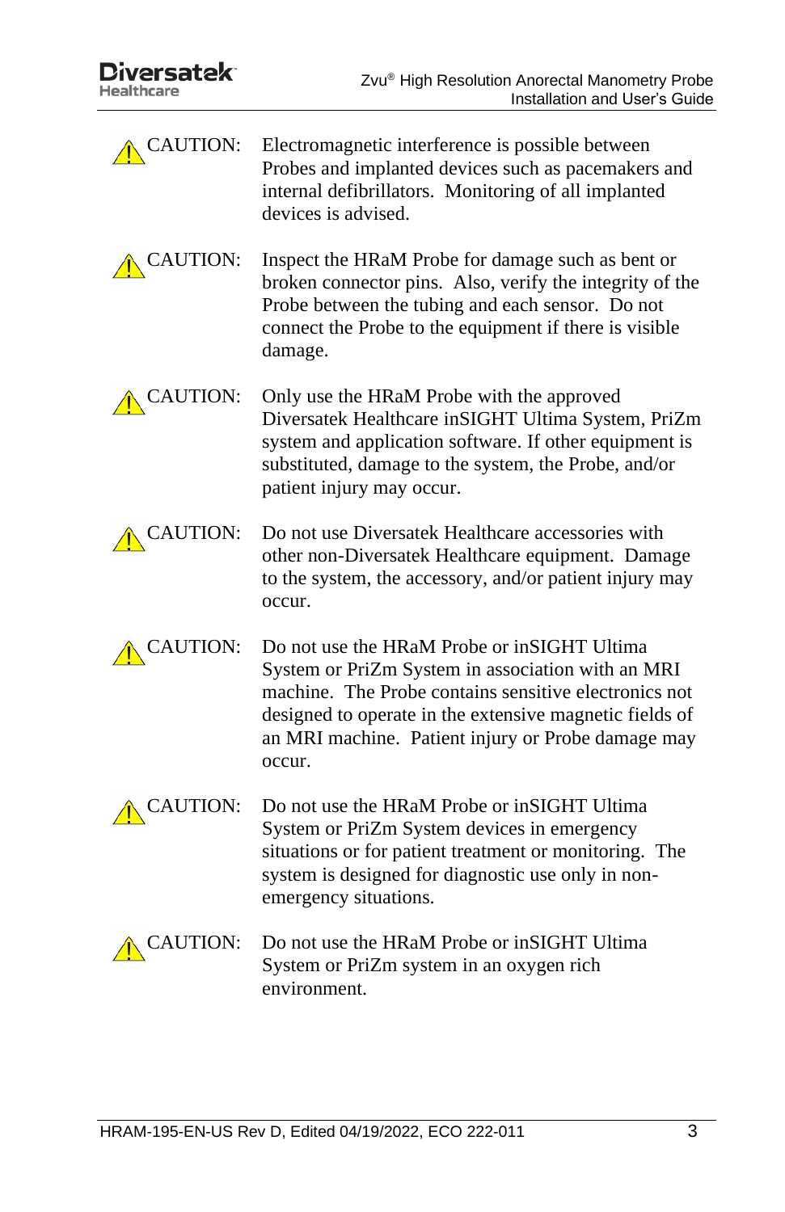⚠ CAUTION: Electromagnetic interference is possible between Probes and implanted devices such as pacemakers and internal defibrillators. Monitoring of all implanted devices is advised.

⚠ CAUTION: Inspect the HRaM Probe for damage such as bent or broken connector pins. Also, verify the integrity of the Probe between the tubing and each sensor. Do not connect the Probe to the equipment if there is visible damage.

⚠ CAUTION: Only use the HRaM Probe with the approved Diversatek Healthcare inSIGHT Ultima System, PriZm system and application software. If other equipment is substituted, damage to the system, the Probe, and/or patient injury may occur.

⚠ CAUTION: Do not use Diversatek Healthcare accessories with other non-Diversatek Healthcare equipment. Damage to the system, the accessory, and/or patient injury may occur.

⚠ CAUTION: Do not use the HRaM Probe or inSIGHT Ultima System or PriZm System in association with an MRI machine. The Probe contains sensitive electronics not designed to operate in the extensive magnetic fields of an MRI machine. Patient injury or Probe damage may occur.

⚠ CAUTION: Do not use the HRaM Probe or inSIGHT Ultima System or PriZm System devices in emergency situations or for patient treatment or monitoring. The system is designed for diagnostic use only in non-emergency situations.

⚠ CAUTION: Do not use the HRaM Probe or inSIGHT Ultima System or PriZm system in an oxygen rich environment.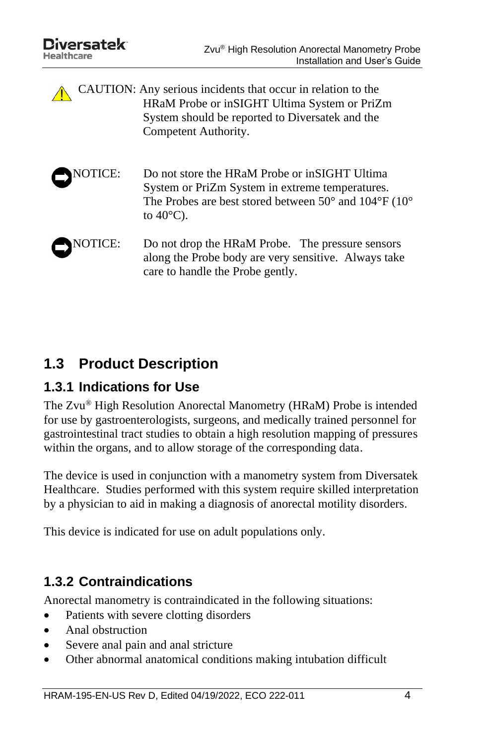CAUTION: Any serious incidents that occur in relation to the HRaM Probe or inSIGHT Ultima System or PriZm System should be reported to Diversatek and the Competent Authority.

NOTICE: Do not store the HRaM Probe or inSIGHT Ultima System or PriZm System in extreme temperatures. The Probes are best stored between 50° and 104°F (10° to 40°C).

NOTICE: Do not drop the HRaM Probe. The pressure sensors along the Probe body are very sensitive. Always take care to handle the Probe gently.

## 1.3 Product Description

### 1.3.1 Indications for Use

The Zvu® High Resolution Anorectal Manometry (HRaM) Probe is intended for use by gastroenterologists, surgeons, and medically trained personnel for gastrointestinal tract studies to obtain a high resolution mapping of pressures within the organs, and to allow storage of the corresponding data.

The device is used in conjunction with a manometry system from Diversatek Healthcare. Studies performed with this system require skilled interpretation by a physician to aid in making a diagnosis of anorectal motility disorders.

This device is indicated for use on adult populations only.

### 1.3.2 Contraindications

Anorectal manometry is contraindicated in the following situations:

- Patients with severe clotting disorders
- Anal obstruction
- Severe anal pain and anal stricture
- Other abnormal anatomical conditions making intubation difficult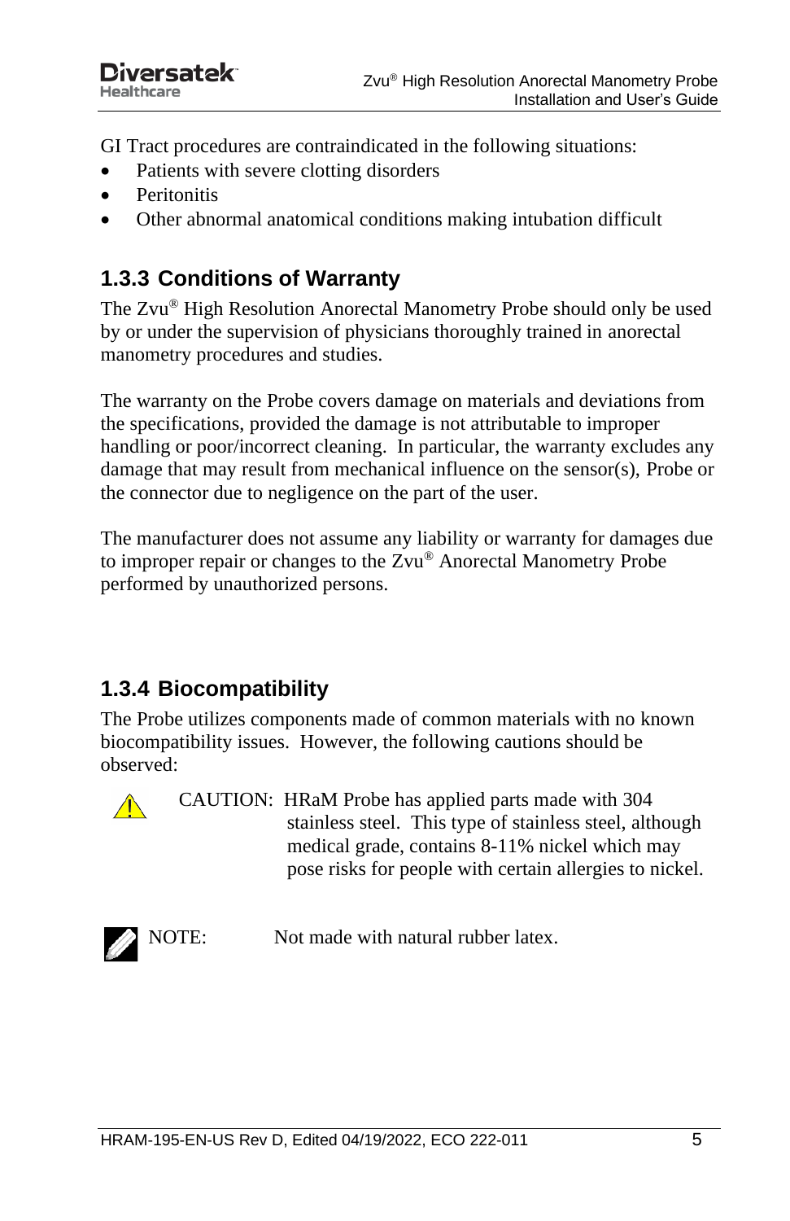GI Tract procedures are contraindicated in the following situations:

- Patients with severe clotting disorders
- Peritonitis
- Other abnormal anatomical conditions making intubation difficult

### 1.3.3 Conditions of Warranty

The Zvu® High Resolution Anorectal Manometry Probe should only be used by or under the supervision of physicians thoroughly trained in anorectal manometry procedures and studies.

The warranty on the Probe covers damage on materials and deviations from the specifications, provided the damage is not attributable to improper handling or poor/incorrect cleaning. In particular, the warranty excludes any damage that may result from mechanical influence on the sensor(s), Probe or the connector due to negligence on the part of the user.

The manufacturer does not assume any liability or warranty for damages due to improper repair or changes to the Zvu® Anorectal Manometry Probe performed by unauthorized persons.

### 1.3.4 Biocompatibility

The Probe utilizes components made of common materials with no known biocompatibility issues. However, the following cautions should be observed:

CAUTION: HRaM Probe has applied parts made with 304 stainless steel. This type of stainless steel, although medical grade, contains 8-11% nickel which may pose risks for people with certain allergies to nickel.

NOTE: Not made with natural rubber latex.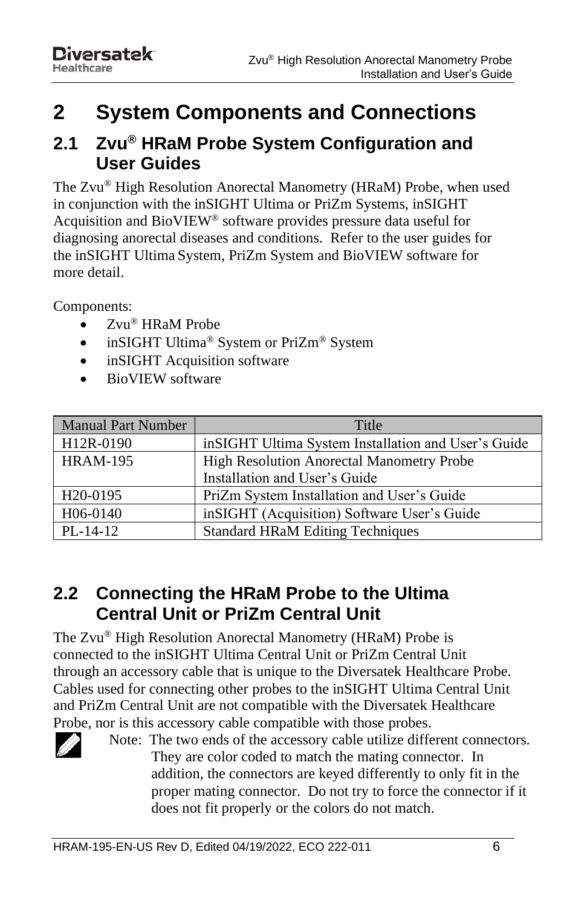# 2 System Components and Connections

## 2.1 Zvu® HRaM Probe System Configuration and User Guides

The Zvu® High Resolution Anorectal Manometry (HRaM) Probe, when used in conjunction with the inSIGHT Ultima or PriZm Systems, inSIGHT Acquisition and BioVIEW® software provides pressure data useful for diagnosing anorectal diseases and conditions. Refer to the user guides for the inSIGHT Ultima System, PriZm System and BioVIEW software for more detail.

Components:

- Zvu® HRaM Probe
- inSIGHT Ultima® System or PriZm® System
- inSIGHT Acquisition software
- BioVIEW software

| Manual Part Number | Title |
|---|---|
| H12R-0190 | inSIGHT Ultima System Installation and User's Guide |
| HRAM-195 | High Resolution Anorectal Manometry Probe Installation and User's Guide |
| H20-0195 | PriZm System Installation and User's Guide |
| H06-0140 | inSIGHT (Acquisition) Software User's Guide |
| PL-14-12 | Standard HRaM Editing Techniques |

## 2.2 Connecting the HRaM Probe to the Ultima Central Unit or PriZm Central Unit

The Zvu® High Resolution Anorectal Manometry (HRaM) Probe is connected to the inSIGHT Ultima Central Unit or PriZm Central Unit through an accessory cable that is unique to the Diversatek Healthcare Probe. Cables used for connecting other probes to the inSIGHT Ultima Central Unit and PriZm Central Unit are not compatible with the Diversatek Healthcare Probe, nor is this accessory cable compatible with those probes.

Note: The two ends of the accessory cable utilize different connectors. They are color coded to match the mating connector. In addition, the connectors are keyed differently to only fit in the proper mating connector. Do not try to force the connector if it does not fit properly or the colors do not match.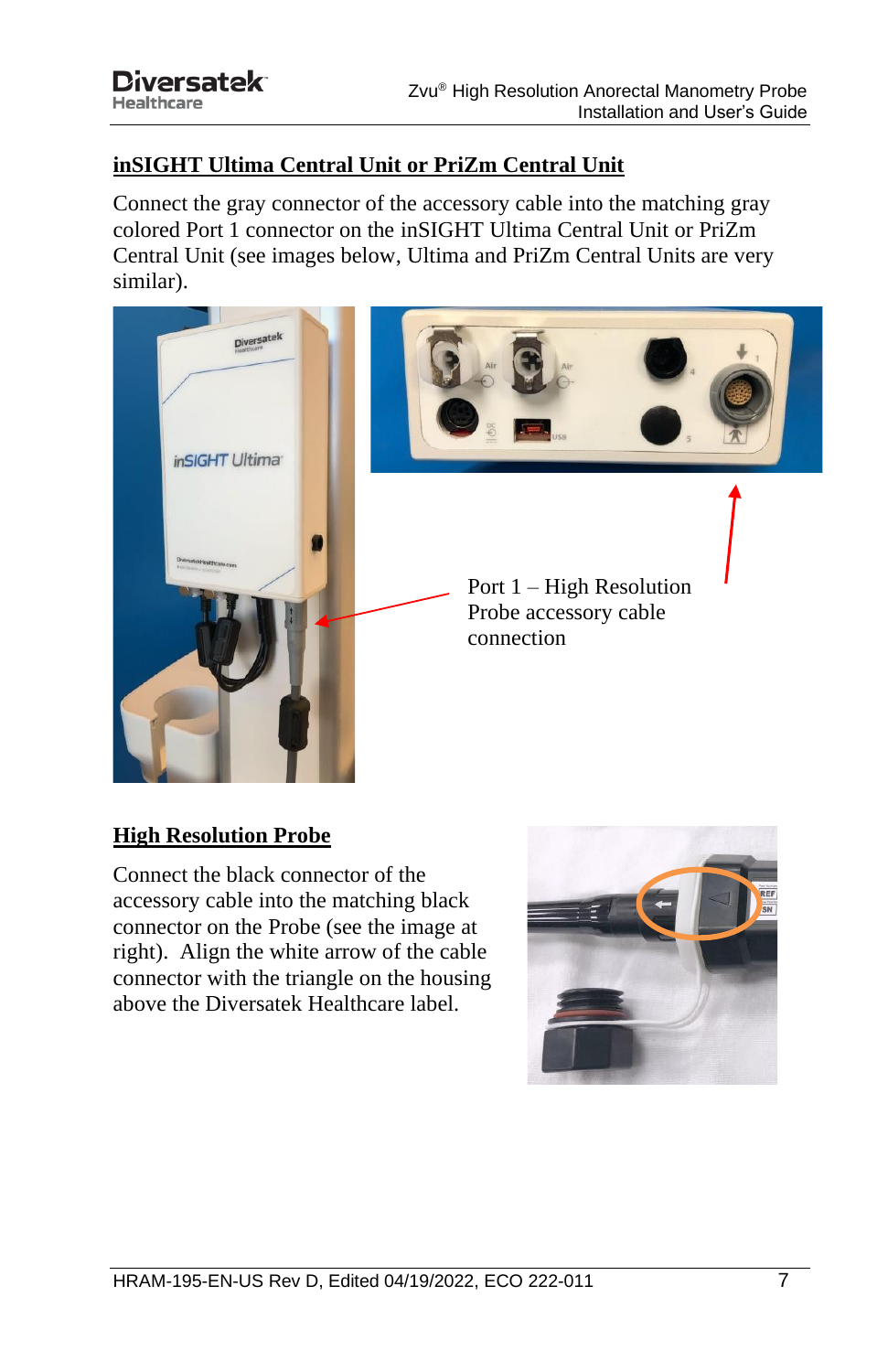## inSIGHT Ultima Central Unit or PriZm Central Unit

Connect the gray connector of the accessory cable into the matching gray colored Port 1 connector on the inSIGHT Ultima Central Unit or PriZm Central Unit (see images below, Ultima and PriZm Central Units are very similar).

Port 1 – High Resolution Probe accessory cable connection

## High Resolution Probe

Connect the black connector of the accessory cable into the matching black connector on the Probe (see the image at right). Align the white arrow of the cable connector with the triangle on the housing above the Diversatek Healthcare label.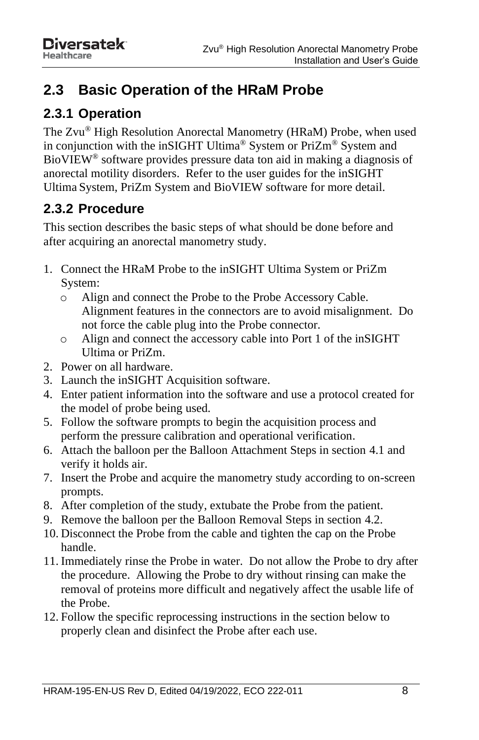## 2.3 Basic Operation of the HRaM Probe

### 2.3.1 Operation

The Zvu® High Resolution Anorectal Manometry (HRaM) Probe, when used in conjunction with the inSIGHT Ultima® System or PriZm® System and BioVIEW® software provides pressure data ton aid in making a diagnosis of anorectal motility disorders. Refer to the user guides for the inSIGHT Ultima System, PriZm System and BioVIEW software for more detail.

### 2.3.2 Procedure

This section describes the basic steps of what should be done before and after acquiring an anorectal manometry study.

1. Connect the HRaM Probe to the inSIGHT Ultima System or PriZm System:
   - Align and connect the Probe to the Probe Accessory Cable. Alignment features in the connectors are to avoid misalignment. Do not force the cable plug into the Probe connector.
   - Align and connect the accessory cable into Port 1 of the inSIGHT Ultima or PriZm.
2. Power on all hardware.
3. Launch the inSIGHT Acquisition software.
4. Enter patient information into the software and use a protocol created for the model of probe being used.
5. Follow the software prompts to begin the acquisition process and perform the pressure calibration and operational verification.
6. Attach the balloon per the Balloon Attachment Steps in section 4.1 and verify it holds air.
7. Insert the Probe and acquire the manometry study according to on-screen prompts.
8. After completion of the study, extubate the Probe from the patient.
9. Remove the balloon per the Balloon Removal Steps in section 4.2.
10. Disconnect the Probe from the cable and tighten the cap on the Probe handle.
11. Immediately rinse the Probe in water. Do not allow the Probe to dry after the procedure. Allowing the Probe to dry without rinsing can make the removal of proteins more difficult and negatively affect the usable life of the Probe.
12. Follow the specific reprocessing instructions in the section below to properly clean and disinfect the Probe after each use.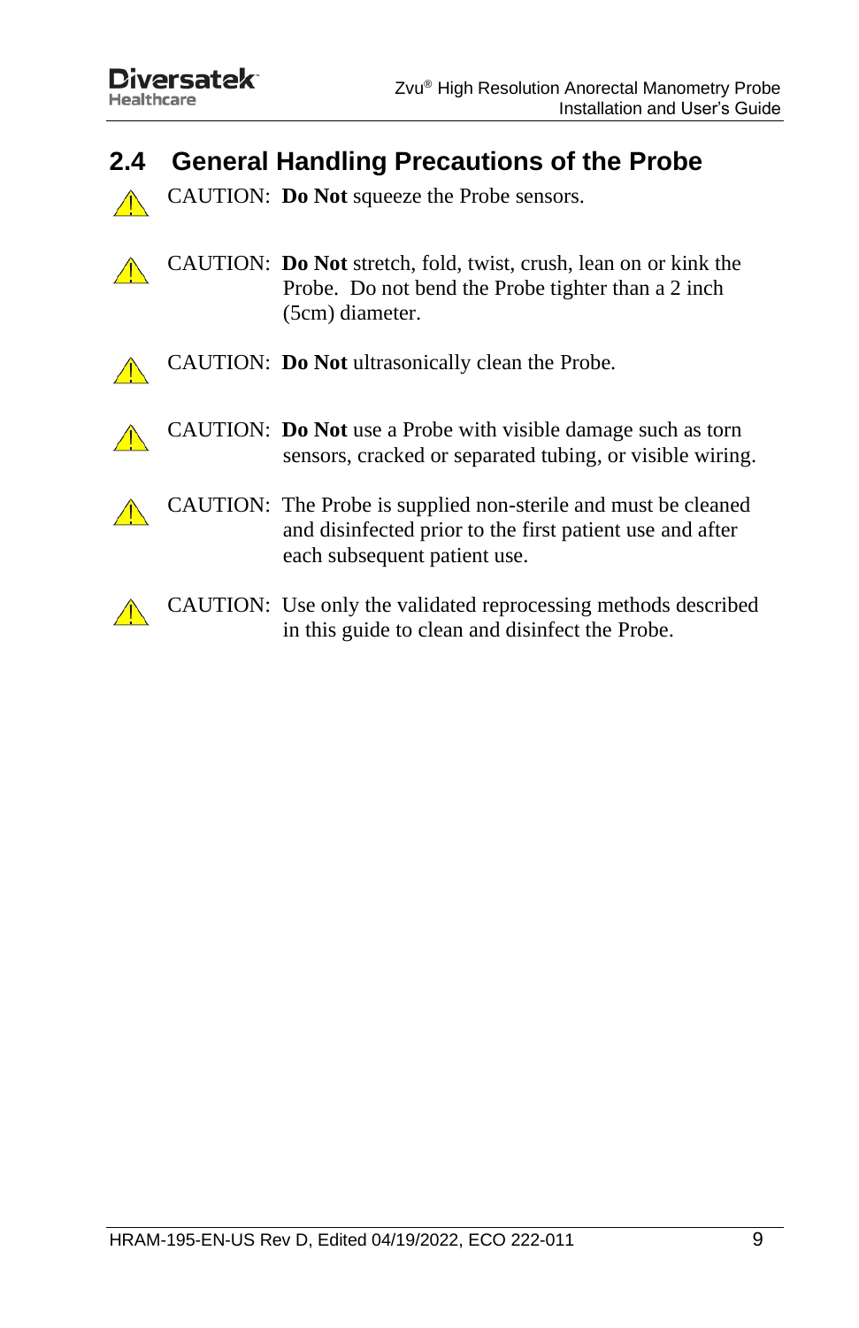## 2.4 General Handling Precautions of the Probe

⚠ CAUTION: **Do Not** squeeze the Probe sensors.

⚠ CAUTION: **Do Not** stretch, fold, twist, crush, lean on or kink the Probe. Do not bend the Probe tighter than a 2 inch (5cm) diameter.

⚠ CAUTION: **Do Not** ultrasonically clean the Probe.

⚠ CAUTION: **Do Not** use a Probe with visible damage such as torn sensors, cracked or separated tubing, or visible wiring.

⚠ CAUTION: The Probe is supplied non-sterile and must be cleaned and disinfected prior to the first patient use and after each subsequent patient use.

⚠ CAUTION: Use only the validated reprocessing methods described in this guide to clean and disinfect the Probe.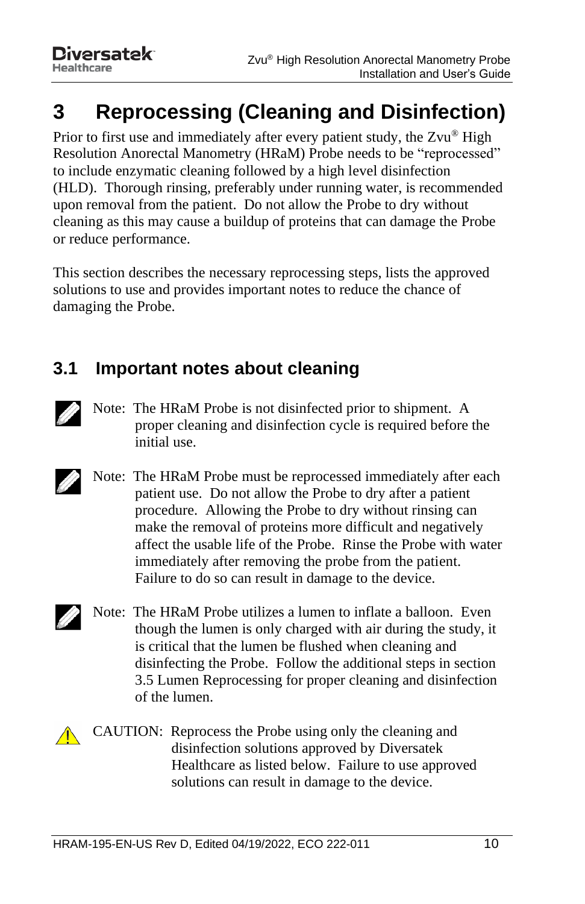# 3 Reprocessing (Cleaning and Disinfection)

Prior to first use and immediately after every patient study, the Zvu® High Resolution Anorectal Manometry (HRaM) Probe needs to be "reprocessed" to include enzymatic cleaning followed by a high level disinfection (HLD). Thorough rinsing, preferably under running water, is recommended upon removal from the patient. Do not allow the Probe to dry without cleaning as this may cause a buildup of proteins that can damage the Probe or reduce performance.

This section describes the necessary reprocessing steps, lists the approved solutions to use and provides important notes to reduce the chance of damaging the Probe.

## 3.1 Important notes about cleaning

Note: The HRaM Probe is not disinfected prior to shipment. A proper cleaning and disinfection cycle is required before the initial use.

Note: The HRaM Probe must be reprocessed immediately after each patient use. Do not allow the Probe to dry after a patient procedure. Allowing the Probe to dry without rinsing can make the removal of proteins more difficult and negatively affect the usable life of the Probe. Rinse the Probe with water immediately after removing the probe from the patient. Failure to do so can result in damage to the device.

Note: The HRaM Probe utilizes a lumen to inflate a balloon. Even though the lumen is only charged with air during the study, it is critical that the lumen be flushed when cleaning and disinfecting the Probe. Follow the additional steps in section 3.5 Lumen Reprocessing for proper cleaning and disinfection of the lumen.

CAUTION: Reprocess the Probe using only the cleaning and disinfection solutions approved by Diversatek Healthcare as listed below. Failure to use approved solutions can result in damage to the device.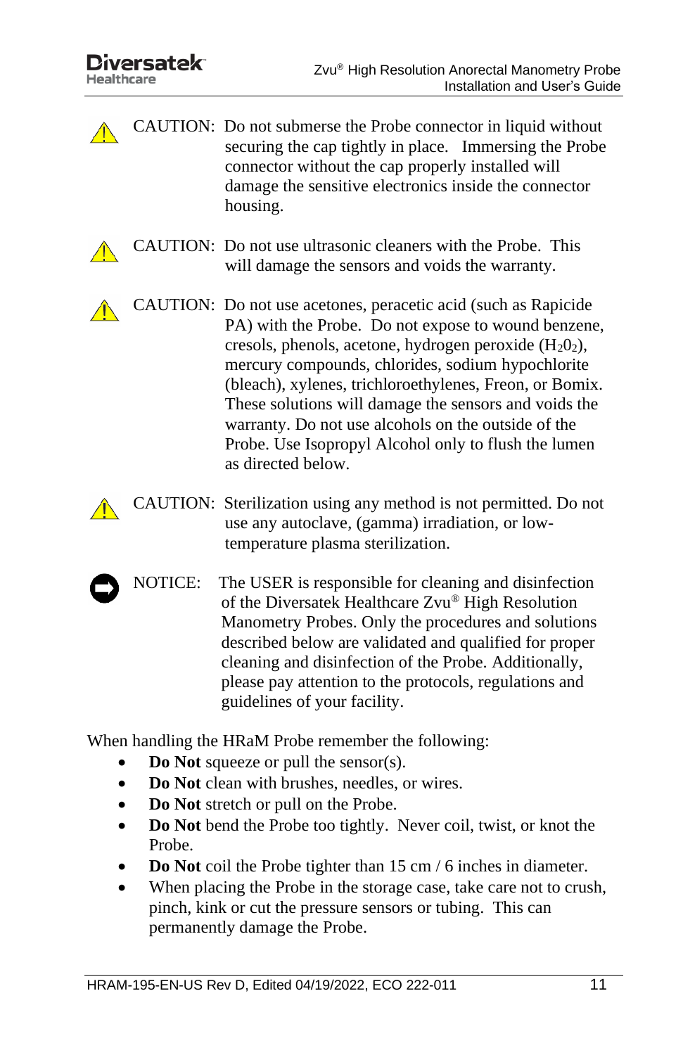⚠ CAUTION: Do not submerse the Probe connector in liquid without securing the cap tightly in place. Immersing the Probe connector without the cap properly installed will damage the sensitive electronics inside the connector housing.

⚠ CAUTION: Do not use ultrasonic cleaners with the Probe. This will damage the sensors and voids the warranty.

⚠ CAUTION: Do not use acetones, peracetic acid (such as Rapicide PA) with the Probe. Do not expose to wound benzene, cresols, phenols, acetone, hydrogen peroxide ($H_2O_2$), mercury compounds, chlorides, sodium hypochlorite (bleach), xylenes, trichloroethylenes, Freon, or Bomix. These solutions will damage the sensors and voids the warranty. Do not use alcohols on the outside of the Probe. Use Isopropyl Alcohol only to flush the lumen as directed below.

⚠ CAUTION: Sterilization using any method is not permitted. Do not use any autoclave, (gamma) irradiation, or low-temperature plasma sterilization.

NOTICE: The USER is responsible for cleaning and disinfection of the Diversatek Healthcare Zvu® High Resolution Manometry Probes. Only the procedures and solutions described below are validated and qualified for proper cleaning and disinfection of the Probe. Additionally, please pay attention to the protocols, regulations and guidelines of your facility.

When handling the HRaM Probe remember the following:

- **Do Not** squeeze or pull the sensor(s).
- **Do Not** clean with brushes, needles, or wires.
- **Do Not** stretch or pull on the Probe.
- **Do Not** bend the Probe too tightly. Never coil, twist, or knot the Probe.
- **Do Not** coil the Probe tighter than 15 cm / 6 inches in diameter.
- When placing the Probe in the storage case, take care not to crush, pinch, kink or cut the pressure sensors or tubing. This can permanently damage the Probe.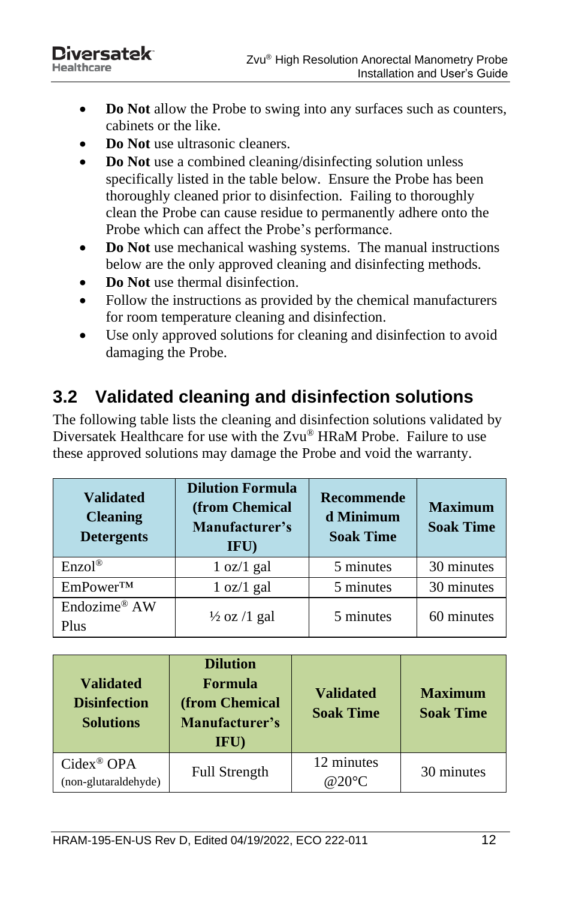- **Do Not** allow the Probe to swing into any surfaces such as counters, cabinets or the like.
- **Do Not** use ultrasonic cleaners.
- **Do Not** use a combined cleaning/disinfecting solution unless specifically listed in the table below. Ensure the Probe has been thoroughly cleaned prior to disinfection. Failing to thoroughly clean the Probe can cause residue to permanently adhere onto the Probe which can affect the Probe's performance.
- **Do Not** use mechanical washing systems. The manual instructions below are the only approved cleaning and disinfecting methods.
- **Do Not** use thermal disinfection.
- Follow the instructions as provided by the chemical manufacturers for room temperature cleaning and disinfection.
- Use only approved solutions for cleaning and disinfection to avoid damaging the Probe.

## 3.2 Validated cleaning and disinfection solutions

The following table lists the cleaning and disinfection solutions validated by Diversatek Healthcare for use with the Zvu® HRaM Probe. Failure to use these approved solutions may damage the Probe and void the warranty.

| Validated Cleaning Detergents | Dilution Formula (from Chemical Manufacturer's IFU) | Recommended Minimum Soak Time | Maximum Soak Time |
|---|---|---|---|
| Enzol® | 1 oz/1 gal | 5 minutes | 30 minutes |
| EmPower™ | 1 oz/1 gal | 5 minutes | 30 minutes |
| Endozime® AW Plus | ½ oz /1 gal | 5 minutes | 60 minutes |

| Validated Disinfection Solutions | Dilution Formula (from Chemical Manufacturer's IFU) | Validated Soak Time | Maximum Soak Time |
|---|---|---|---|
| Cidex® OPA (non-glutaraldehyde) | Full Strength | 12 minutes @20°C | 30 minutes |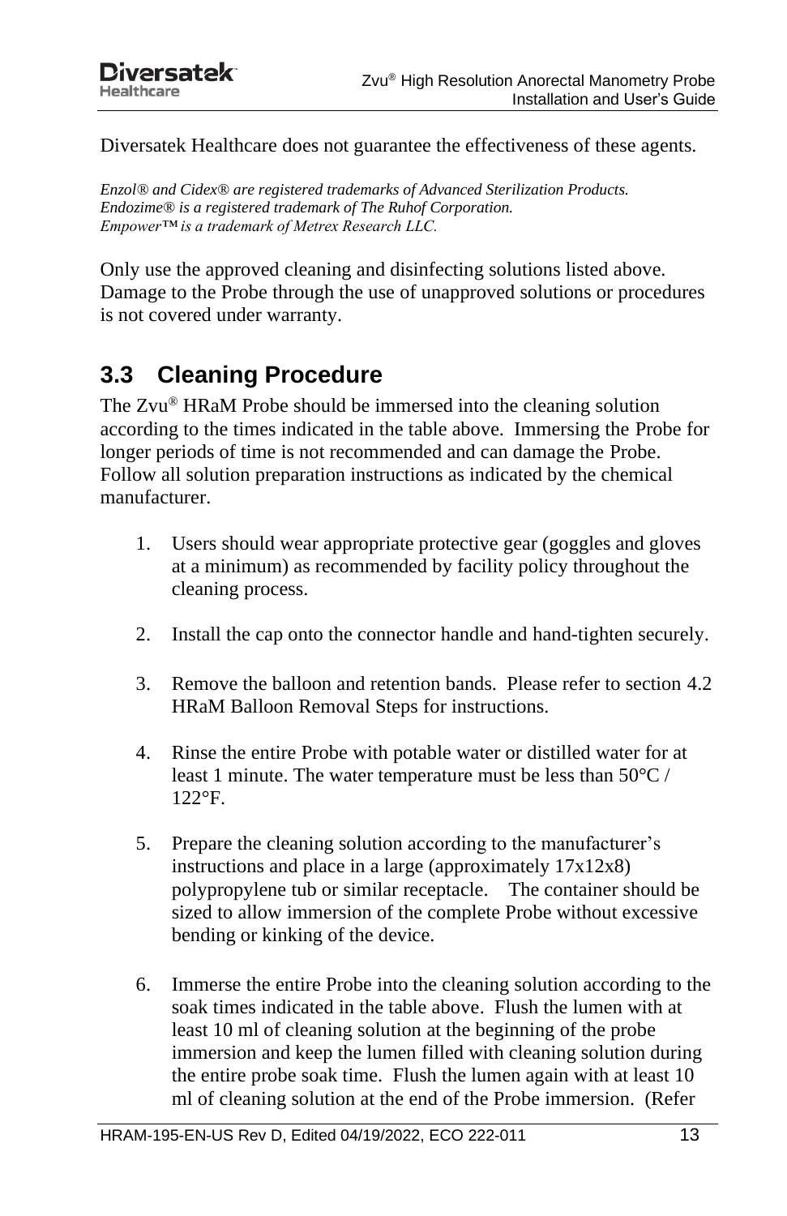Diversatek Healthcare does not guarantee the effectiveness of these agents.

*Enzol® and Cidex® are registered trademarks of Advanced Sterilization Products.*
*Endozime® is a registered trademark of The Ruhof Corporation.*
*Empower™ is a trademark of Metrex Research LLC.*

Only use the approved cleaning and disinfecting solutions listed above. Damage to the Probe through the use of unapproved solutions or procedures is not covered under warranty.

## 3.3 Cleaning Procedure

The Zvu® HRaM Probe should be immersed into the cleaning solution according to the times indicated in the table above. Immersing the Probe for longer periods of time is not recommended and can damage the Probe. Follow all solution preparation instructions as indicated by the chemical manufacturer.

1. Users should wear appropriate protective gear (goggles and gloves at a minimum) as recommended by facility policy throughout the cleaning process.

2. Install the cap onto the connector handle and hand-tighten securely.

3. Remove the balloon and retention bands. Please refer to section 4.2 HRaM Balloon Removal Steps for instructions.

4. Rinse the entire Probe with potable water or distilled water for at least 1 minute. The water temperature must be less than 50°C / 122°F.

5. Prepare the cleaning solution according to the manufacturer's instructions and place in a large (approximately 17x12x8) polypropylene tub or similar receptacle. The container should be sized to allow immersion of the complete Probe without excessive bending or kinking of the device.

6. Immerse the entire Probe into the cleaning solution according to the soak times indicated in the table above. Flush the lumen with at least 10 ml of cleaning solution at the beginning of the probe immersion and keep the lumen filled with cleaning solution during the entire probe soak time. Flush the lumen again with at least 10 ml of cleaning solution at the end of the Probe immersion. (Refer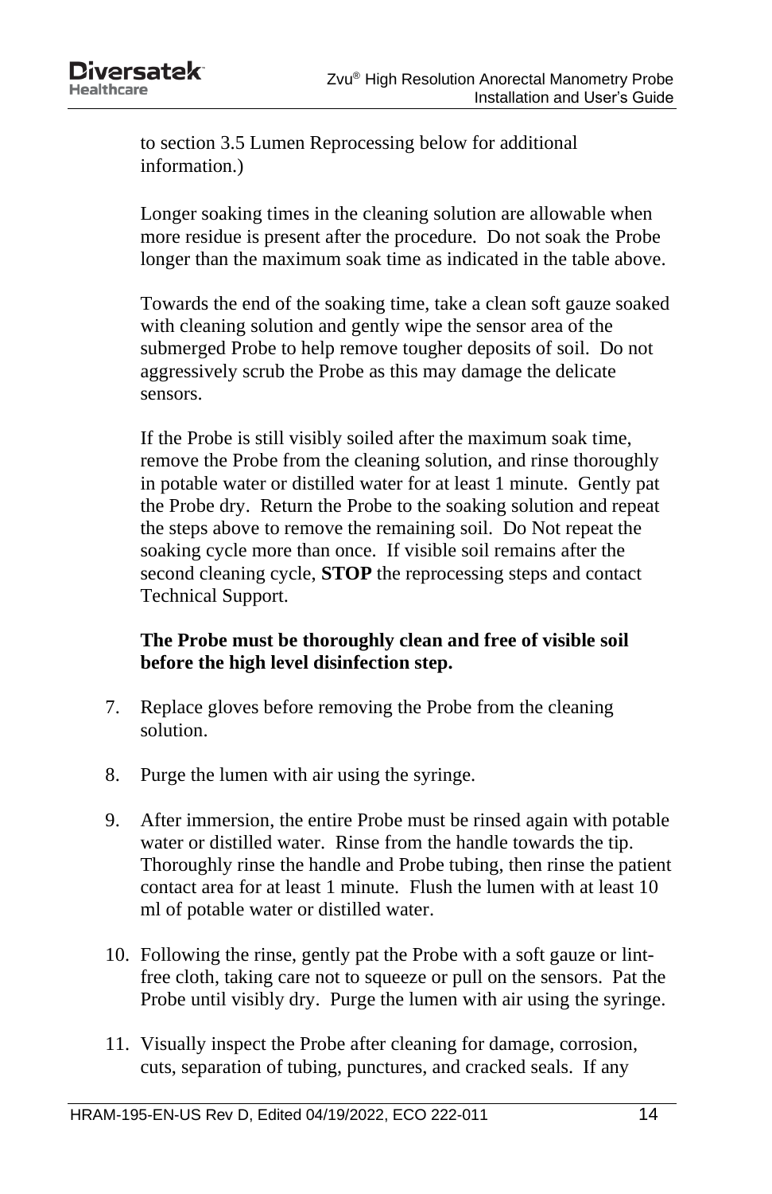to section 3.5 Lumen Reprocessing below for additional information.)

Longer soaking times in the cleaning solution are allowable when more residue is present after the procedure. Do not soak the Probe longer than the maximum soak time as indicated in the table above.

Towards the end of the soaking time, take a clean soft gauze soaked with cleaning solution and gently wipe the sensor area of the submerged Probe to help remove tougher deposits of soil. Do not aggressively scrub the Probe as this may damage the delicate sensors.

If the Probe is still visibly soiled after the maximum soak time, remove the Probe from the cleaning solution, and rinse thoroughly in potable water or distilled water for at least 1 minute. Gently pat the Probe dry. Return the Probe to the soaking solution and repeat the steps above to remove the remaining soil. Do Not repeat the soaking cycle more than once. If visible soil remains after the second cleaning cycle, **STOP** the reprocessing steps and contact Technical Support.

**The Probe must be thoroughly clean and free of visible soil before the high level disinfection step.**

7. Replace gloves before removing the Probe from the cleaning solution.
8. Purge the lumen with air using the syringe.
9. After immersion, the entire Probe must be rinsed again with potable water or distilled water. Rinse from the handle towards the tip. Thoroughly rinse the handle and Probe tubing, then rinse the patient contact area for at least 1 minute. Flush the lumen with at least 10 ml of potable water or distilled water.
10. Following the rinse, gently pat the Probe with a soft gauze or lint-free cloth, taking care not to squeeze or pull on the sensors. Pat the Probe until visibly dry. Purge the lumen with air using the syringe.
11. Visually inspect the Probe after cleaning for damage, corrosion, cuts, separation of tubing, punctures, and cracked seals. If any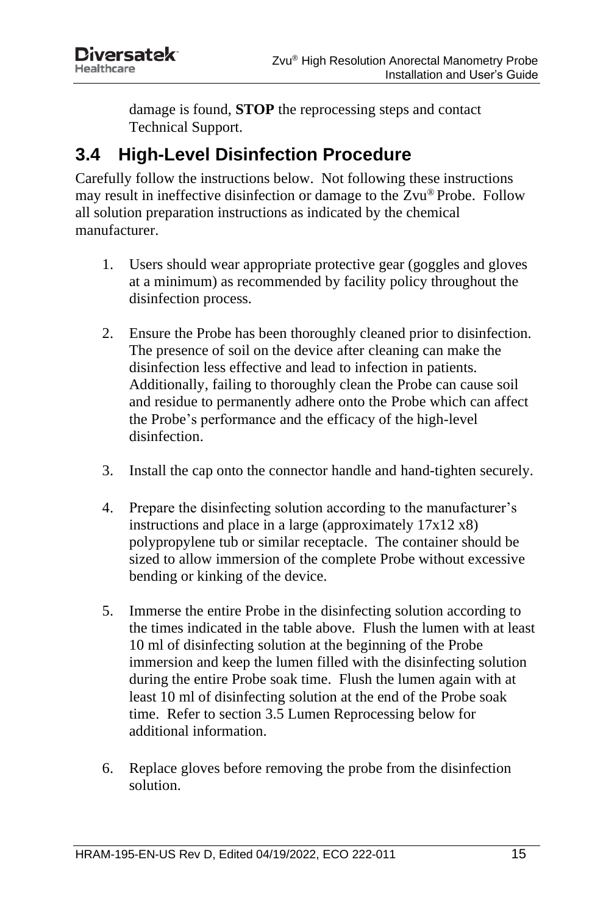damage is found, **STOP** the reprocessing steps and contact Technical Support.

## 3.4 High-Level Disinfection Procedure

Carefully follow the instructions below. Not following these instructions may result in ineffective disinfection or damage to the Zvu® Probe. Follow all solution preparation instructions as indicated by the chemical manufacturer.

1. Users should wear appropriate protective gear (goggles and gloves at a minimum) as recommended by facility policy throughout the disinfection process.

2. Ensure the Probe has been thoroughly cleaned prior to disinfection. The presence of soil on the device after cleaning can make the disinfection less effective and lead to infection in patients. Additionally, failing to thoroughly clean the Probe can cause soil and residue to permanently adhere onto the Probe which can affect the Probe's performance and the efficacy of the high-level disinfection.

3. Install the cap onto the connector handle and hand-tighten securely.

4. Prepare the disinfecting solution according to the manufacturer's instructions and place in a large (approximately 17x12 x8) polypropylene tub or similar receptacle. The container should be sized to allow immersion of the complete Probe without excessive bending or kinking of the device.

5. Immerse the entire Probe in the disinfecting solution according to the times indicated in the table above. Flush the lumen with at least 10 ml of disinfecting solution at the beginning of the Probe immersion and keep the lumen filled with the disinfecting solution during the entire Probe soak time. Flush the lumen again with at least 10 ml of disinfecting solution at the end of the Probe soak time. Refer to section 3.5 Lumen Reprocessing below for additional information.

6. Replace gloves before removing the probe from the disinfection solution.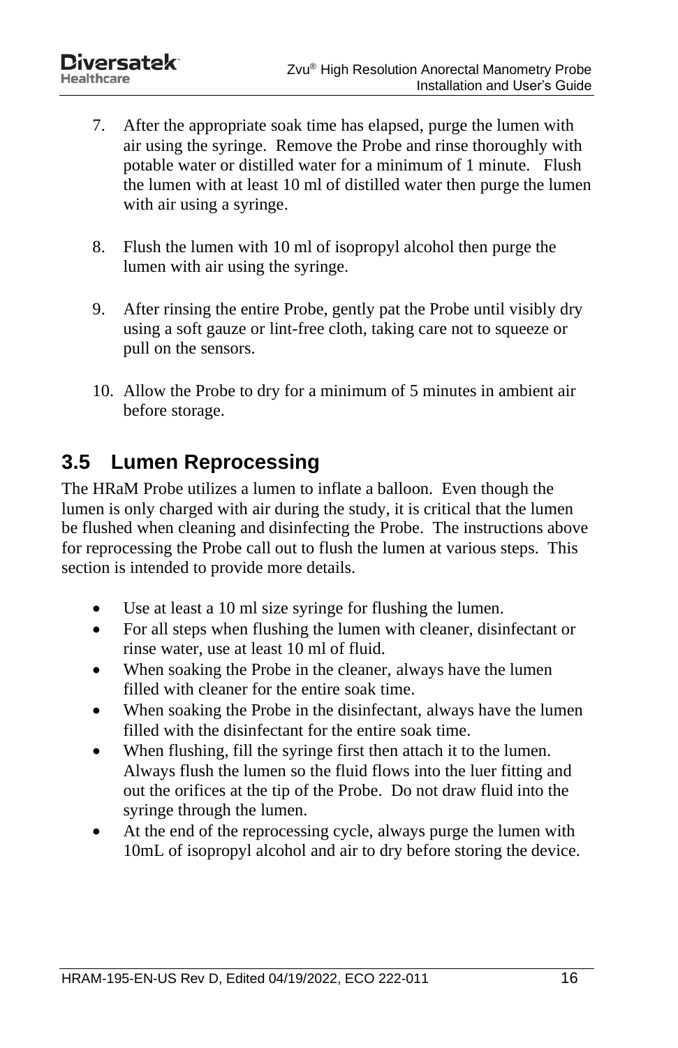7. After the appropriate soak time has elapsed, purge the lumen with air using the syringe. Remove the Probe and rinse thoroughly with potable water or distilled water for a minimum of 1 minute. Flush the lumen with at least 10 ml of distilled water then purge the lumen with air using a syringe.

8. Flush the lumen with 10 ml of isopropyl alcohol then purge the lumen with air using the syringe.

9. After rinsing the entire Probe, gently pat the Probe until visibly dry using a soft gauze or lint-free cloth, taking care not to squeeze or pull on the sensors.

10. Allow the Probe to dry for a minimum of 5 minutes in ambient air before storage.

## 3.5 Lumen Reprocessing

The HRaM Probe utilizes a lumen to inflate a balloon. Even though the lumen is only charged with air during the study, it is critical that the lumen be flushed when cleaning and disinfecting the Probe. The instructions above for reprocessing the Probe call out to flush the lumen at various steps. This section is intended to provide more details.

- Use at least a 10 ml size syringe for flushing the lumen.
- For all steps when flushing the lumen with cleaner, disinfectant or rinse water, use at least 10 ml of fluid.
- When soaking the Probe in the cleaner, always have the lumen filled with cleaner for the entire soak time.
- When soaking the Probe in the disinfectant, always have the lumen filled with the disinfectant for the entire soak time.
- When flushing, fill the syringe first then attach it to the lumen. Always flush the lumen so the fluid flows into the luer fitting and out the orifices at the tip of the Probe. Do not draw fluid into the syringe through the lumen.
- At the end of the reprocessing cycle, always purge the lumen with 10mL of isopropyl alcohol and air to dry before storing the device.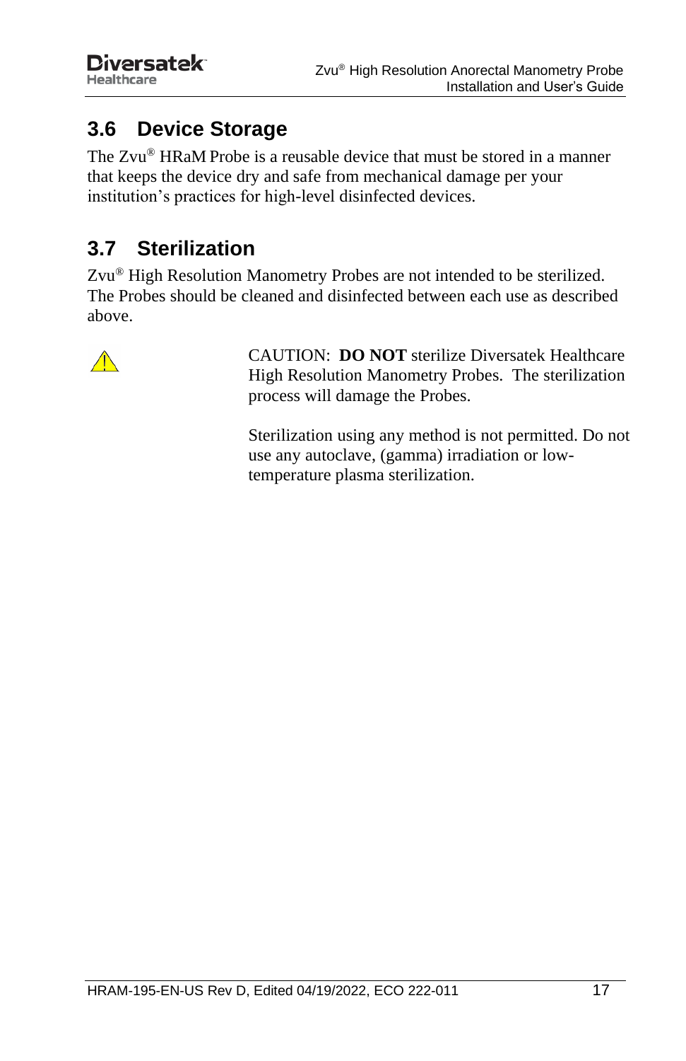## 3.6 Device Storage

The Zvu® HRaM Probe is a reusable device that must be stored in a manner that keeps the device dry and safe from mechanical damage per your institution's practices for high-level disinfected devices.

## 3.7 Sterilization

Zvu® High Resolution Manometry Probes are not intended to be sterilized. The Probes should be cleaned and disinfected between each use as described above.

⚠ CAUTION: **DO NOT** sterilize Diversatek Healthcare High Resolution Manometry Probes. The sterilization process will damage the Probes.

Sterilization using any method is not permitted. Do not use any autoclave, (gamma) irradiation or low-temperature plasma sterilization.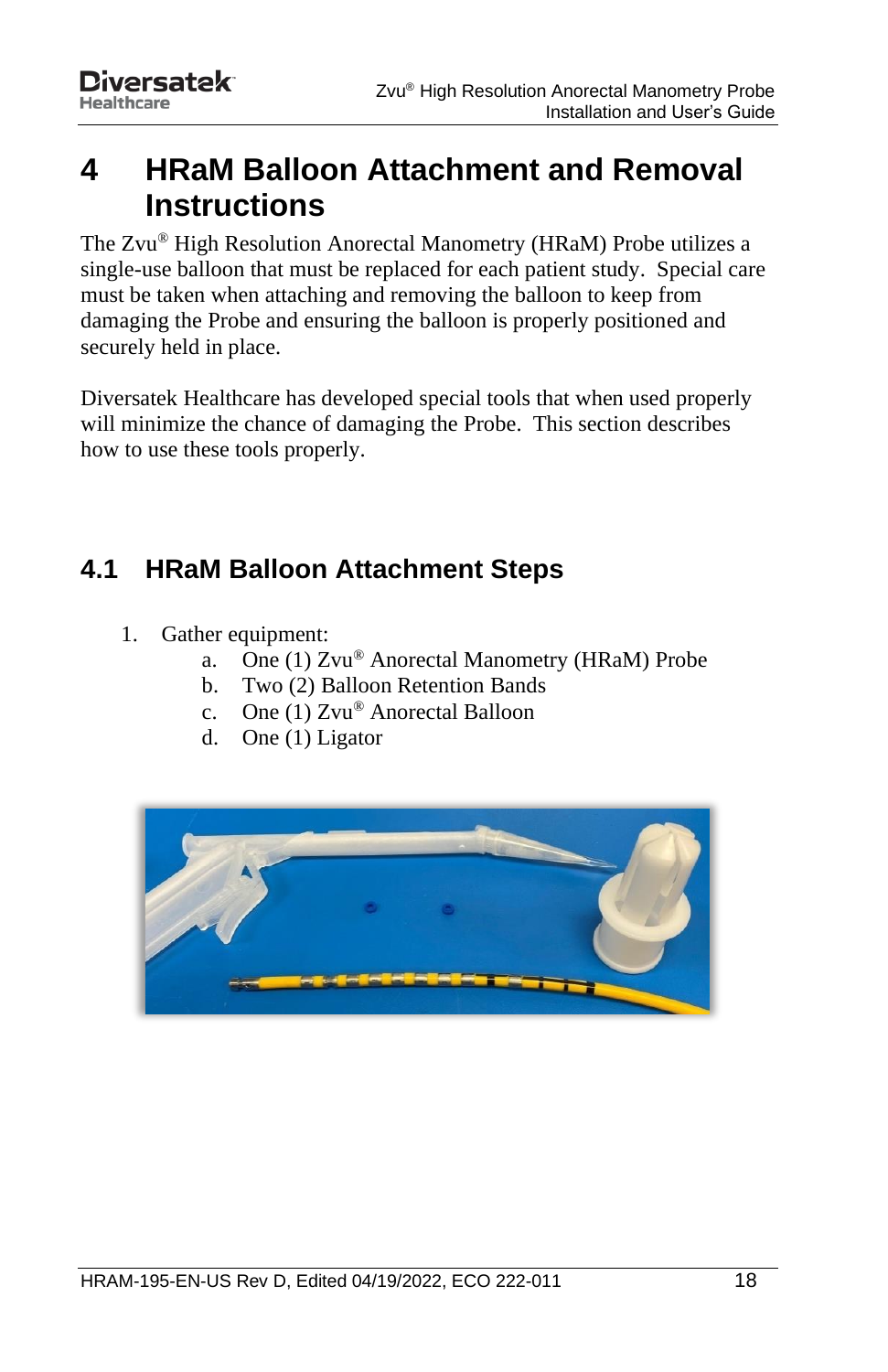# 4 HRaM Balloon Attachment and Removal Instructions

The Zvu® High Resolution Anorectal Manometry (HRaM) Probe utilizes a single-use balloon that must be replaced for each patient study. Special care must be taken when attaching and removing the balloon to keep from damaging the Probe and ensuring the balloon is properly positioned and securely held in place.

Diversatek Healthcare has developed special tools that when used properly will minimize the chance of damaging the Probe. This section describes how to use these tools properly.

## 4.1 HRaM Balloon Attachment Steps

1. Gather equipment:
    a. One (1) Zvu® Anorectal Manometry (HRaM) Probe
    b. Two (2) Balloon Retention Bands
    c. One (1) Zvu® Anorectal Balloon
    d. One (1) Ligator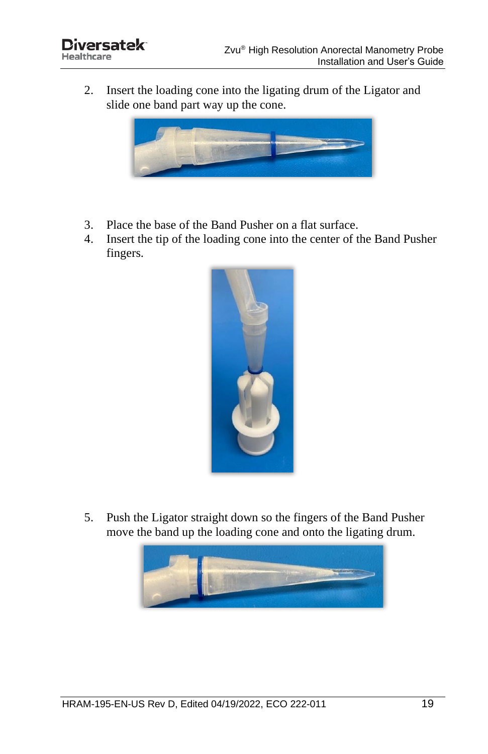2. Insert the loading cone into the ligating drum of the Ligator and slide one band part way up the cone.

3. Place the base of the Band Pusher on a flat surface.
4. Insert the tip of the loading cone into the center of the Band Pusher fingers.

5. Push the Ligator straight down so the fingers of the Band Pusher move the band up the loading cone and onto the ligating drum.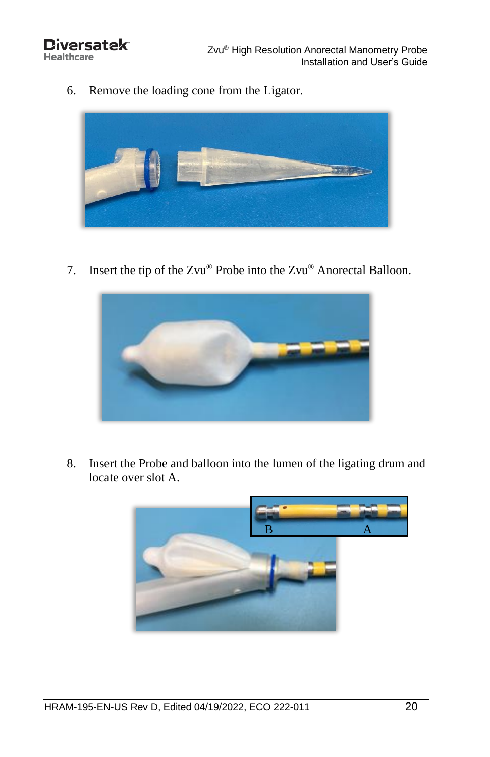6. Remove the loading cone from the Ligator.

7. Insert the tip of the Zvu® Probe into the Zvu® Anorectal Balloon.

8. Insert the Probe and balloon into the lumen of the ligating drum and locate over slot A.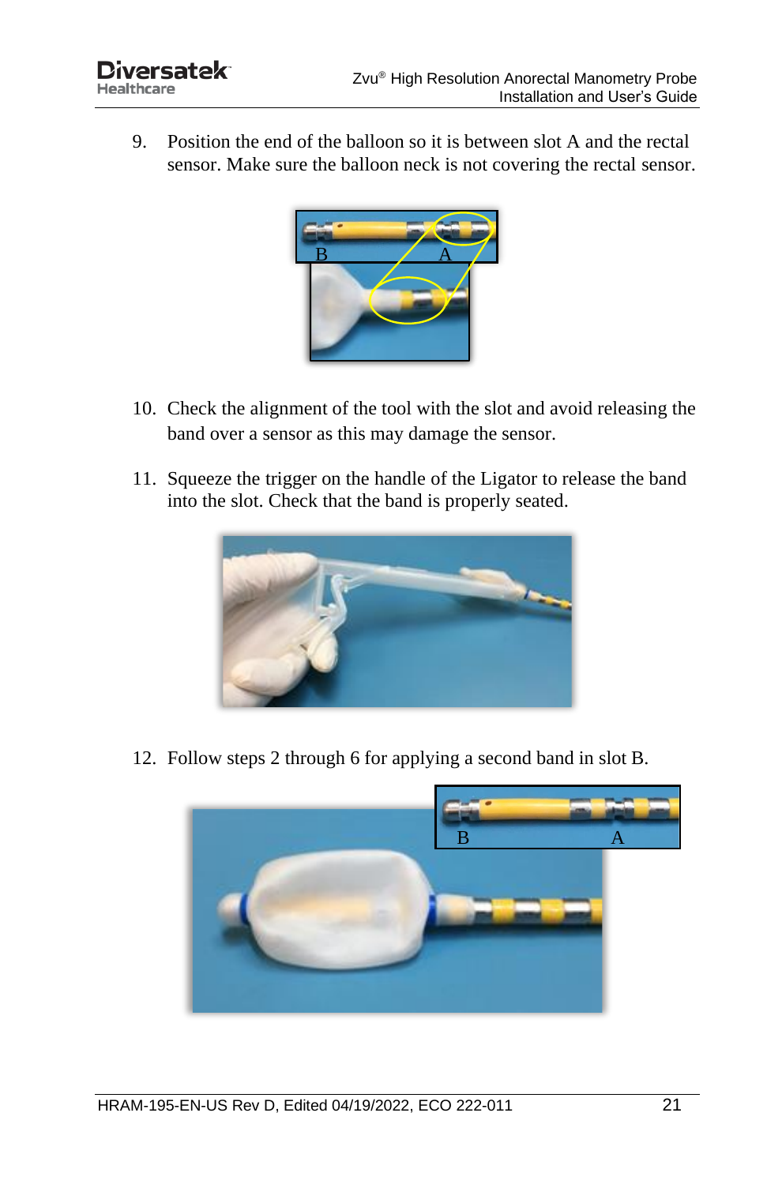9. Position the end of the balloon so it is between slot A and the rectal sensor. Make sure the balloon neck is not covering the rectal sensor.

10. Check the alignment of the tool with the slot and avoid releasing the band over a sensor as this may damage the sensor.

11. Squeeze the trigger on the handle of the Ligator to release the band into the slot. Check that the band is properly seated.

12. Follow steps 2 through 6 for applying a second band in slot B.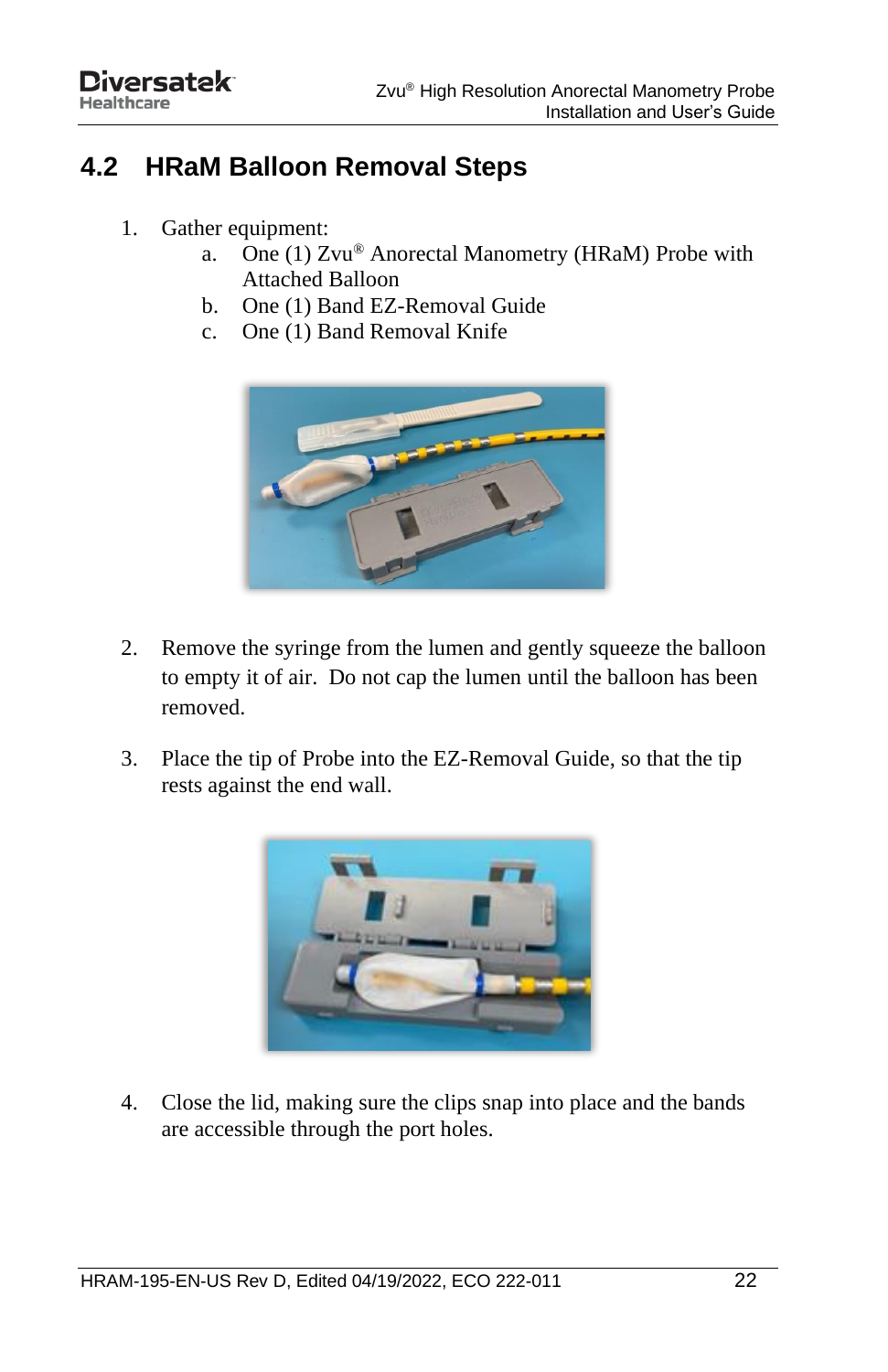## 4.2 HRaM Balloon Removal Steps

1. Gather equipment:
   a. One (1) Zvu® Anorectal Manometry (HRaM) Probe with Attached Balloon
   b. One (1) Band EZ-Removal Guide
   c. One (1) Band Removal Knife

2. Remove the syringe from the lumen and gently squeeze the balloon to empty it of air. Do not cap the lumen until the balloon has been removed.

3. Place the tip of Probe into the EZ-Removal Guide, so that the tip rests against the end wall.

4. Close the lid, making sure the clips snap into place and the bands are accessible through the port holes.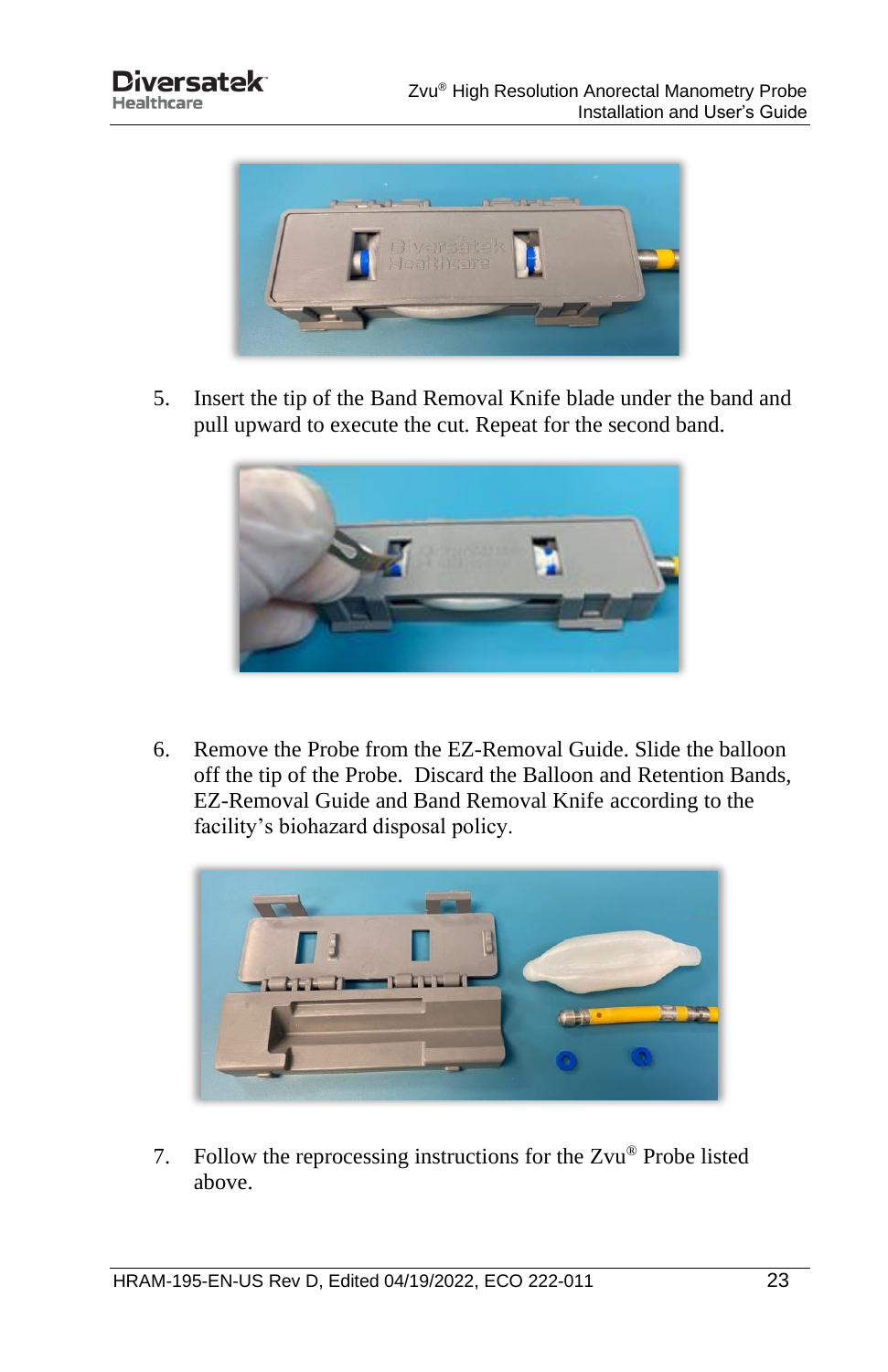5. Insert the tip of the Band Removal Knife blade under the band and pull upward to execute the cut. Repeat for the second band.

6. Remove the Probe from the EZ-Removal Guide. Slide the balloon off the tip of the Probe. Discard the Balloon and Retention Bands, EZ-Removal Guide and Band Removal Knife according to the facility's biohazard disposal policy.

7. Follow the reprocessing instructions for the Zvu® Probe listed above.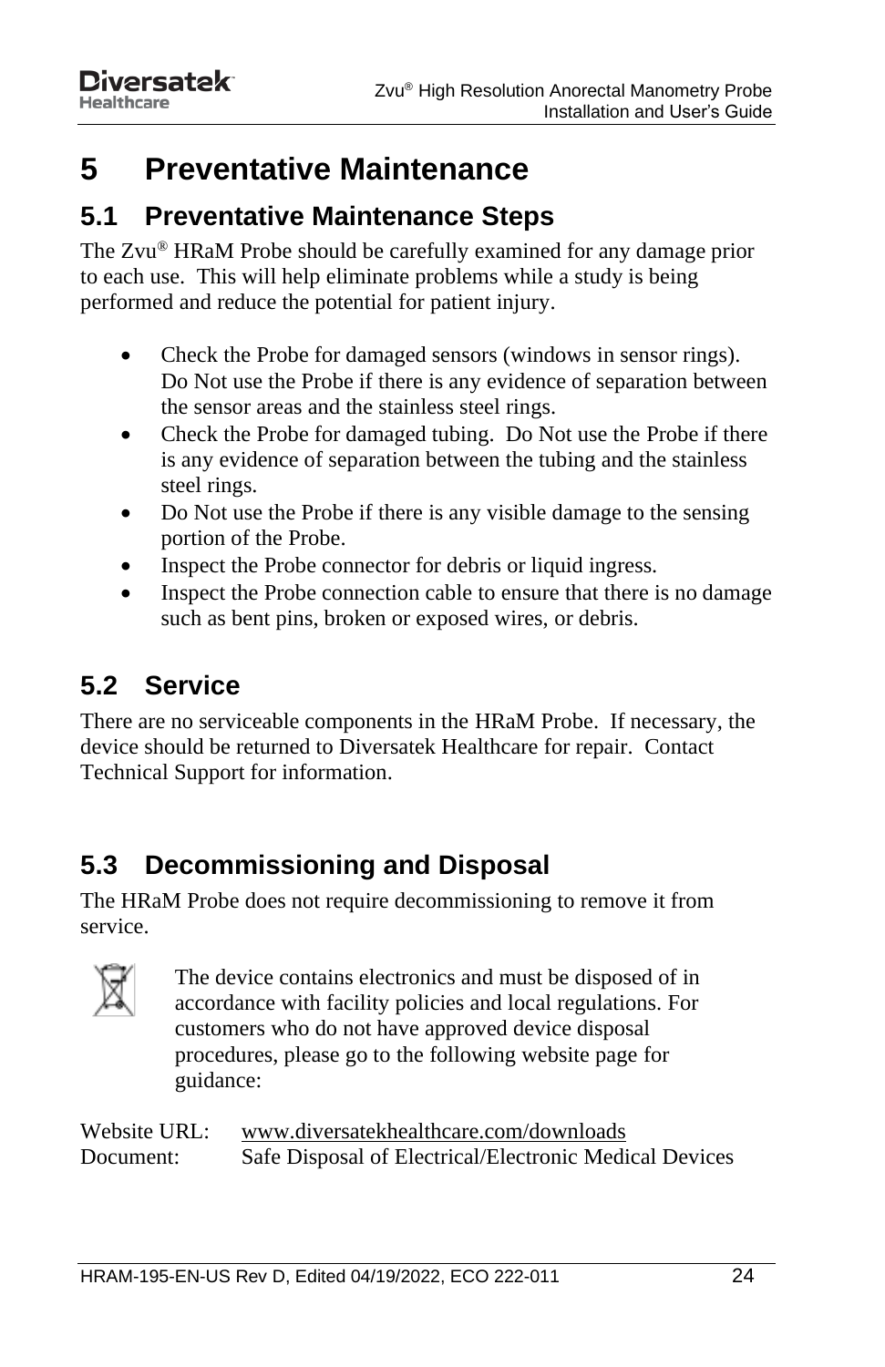# 5 Preventative Maintenance

## 5.1 Preventative Maintenance Steps

The Zvu® HRaM Probe should be carefully examined for any damage prior to each use. This will help eliminate problems while a study is being performed and reduce the potential for patient injury.

- Check the Probe for damaged sensors (windows in sensor rings). Do Not use the Probe if there is any evidence of separation between the sensor areas and the stainless steel rings.
- Check the Probe for damaged tubing. Do Not use the Probe if there is any evidence of separation between the tubing and the stainless steel rings.
- Do Not use the Probe if there is any visible damage to the sensing portion of the Probe.
- Inspect the Probe connector for debris or liquid ingress.
- Inspect the Probe connection cable to ensure that there is no damage such as bent pins, broken or exposed wires, or debris.

## 5.2 Service

There are no serviceable components in the HRaM Probe. If necessary, the device should be returned to Diversatek Healthcare for repair. Contact Technical Support for information.

## 5.3 Decommissioning and Disposal

The HRaM Probe does not require decommissioning to remove it from service.

The device contains electronics and must be disposed of in accordance with facility policies and local regulations. For customers who do not have approved device disposal procedures, please go to the following website page for guidance:

Website URL: www.diversatekhealthcare.com/downloads
Document: Safe Disposal of Electrical/Electronic Medical Devices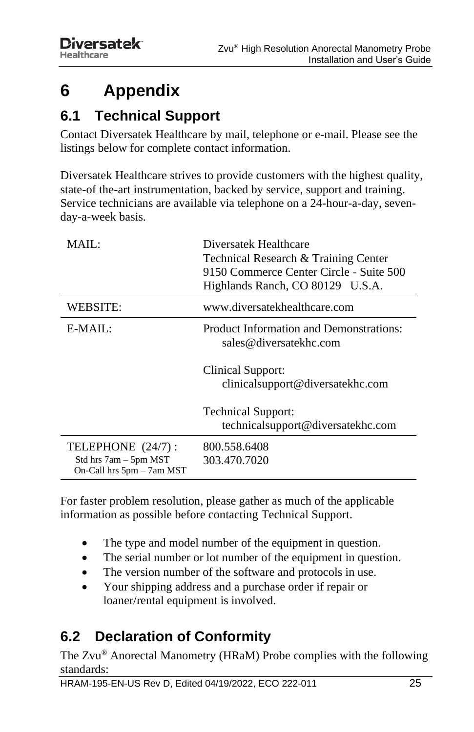# 6 Appendix

## 6.1 Technical Support

Contact Diversatek Healthcare by mail, telephone or e-mail. Please see the listings below for complete contact information.

Diversatek Healthcare strives to provide customers with the highest quality, state-of the-art instrumentation, backed by service, support and training. Service technicians are available via telephone on a 24-hour-a-day, seven-day-a-week basis.

| | |
|---|---|
| MAIL: | Diversatek Healthcare<br>Technical Research & Training Center<br>9150 Commerce Center Circle - Suite 500<br>Highlands Ranch, CO 80129 U.S.A. |
| WEBSITE: | www.diversatekhealthcare.com |
| E-MAIL: | Product Information and Demonstrations:<br>sales@diversatekhc.com<br><br>Clinical Support:<br>clinicalsupport@diversatekhc.com<br><br>Technical Support:<br>technicalsupport@diversatekhc.com |
| TELEPHONE (24/7) :<br>Std hrs 7am – 5pm MST<br>On-Call hrs 5pm – 7am MST | 800.558.6408<br>303.470.7020 |

For faster problem resolution, please gather as much of the applicable information as possible before contacting Technical Support.

- The type and model number of the equipment in question.
- The serial number or lot number of the equipment in question.
- The version number of the software and protocols in use.
- Your shipping address and a purchase order if repair or loaner/rental equipment is involved.

## 6.2 Declaration of Conformity

The Zvu® Anorectal Manometry (HRaM) Probe complies with the following standards: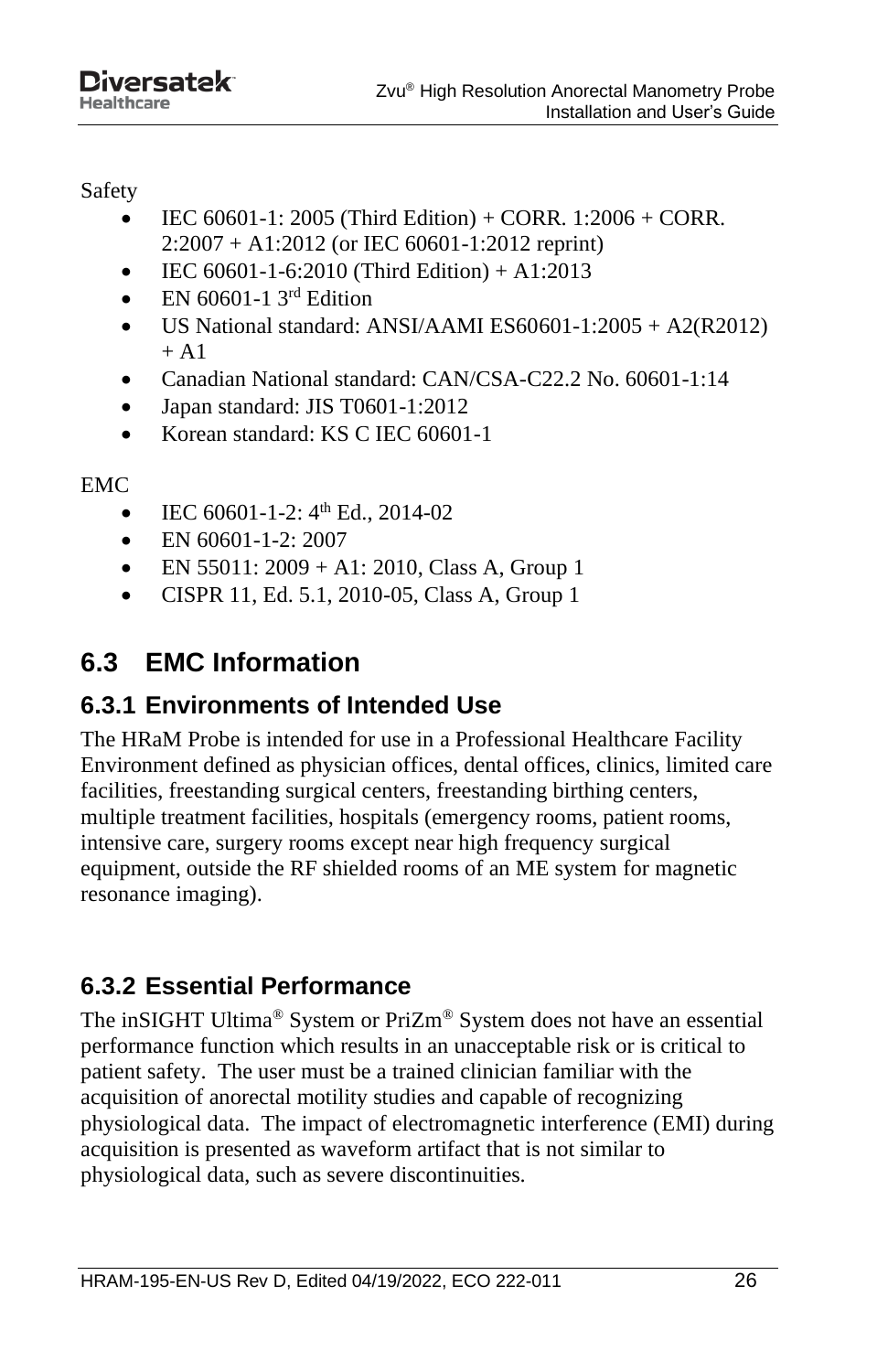Safety

- IEC 60601-1: 2005 (Third Edition) + CORR. 1:2006 + CORR. 2:2007 + A1:2012 (or IEC 60601-1:2012 reprint)
- IEC 60601-1-6:2010 (Third Edition) + A1:2013
- EN 60601-1 3rd Edition
- US National standard: ANSI/AAMI ES60601-1:2005 + A2(R2012) + A1
- Canadian National standard: CAN/CSA-C22.2 No. 60601-1:14
- Japan standard: JIS T0601-1:2012
- Korean standard: KS C IEC 60601-1

EMC

- IEC 60601-1-2: 4th Ed., 2014-02
- EN 60601-1-2: 2007
- EN 55011: 2009 + A1: 2010, Class A, Group 1
- CISPR 11, Ed. 5.1, 2010-05, Class A, Group 1

## 6.3 EMC Information

### 6.3.1 Environments of Intended Use

The HRaM Probe is intended for use in a Professional Healthcare Facility Environment defined as physician offices, dental offices, clinics, limited care facilities, freestanding surgical centers, freestanding birthing centers, multiple treatment facilities, hospitals (emergency rooms, patient rooms, intensive care, surgery rooms except near high frequency surgical equipment, outside the RF shielded rooms of an ME system for magnetic resonance imaging).

### 6.3.2 Essential Performance

The inSIGHT Ultima® System or PriZm® System does not have an essential performance function which results in an unacceptable risk or is critical to patient safety. The user must be a trained clinician familiar with the acquisition of anorectal motility studies and capable of recognizing physiological data. The impact of electromagnetic interference (EMI) during acquisition is presented as waveform artifact that is not similar to physiological data, such as severe discontinuities.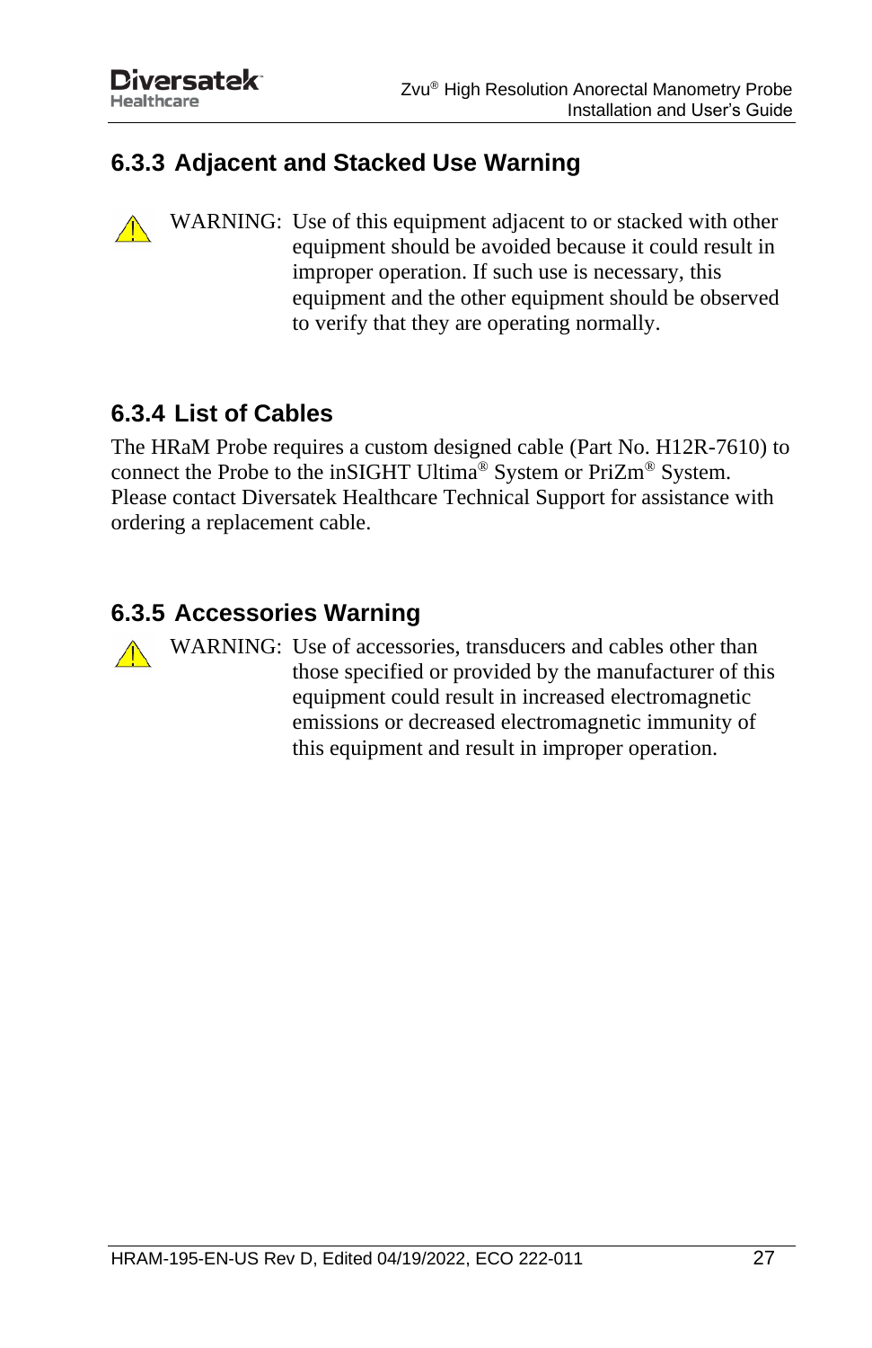### 6.3.3 Adjacent and Stacked Use Warning

⚠ WARNING: Use of this equipment adjacent to or stacked with other equipment should be avoided because it could result in improper operation. If such use is necessary, this equipment and the other equipment should be observed to verify that they are operating normally.

### 6.3.4 List of Cables

The HRaM Probe requires a custom designed cable (Part No. H12R-7610) to connect the Probe to the inSIGHT Ultima® System or PriZm® System. Please contact Diversatek Healthcare Technical Support for assistance with ordering a replacement cable.

### 6.3.5 Accessories Warning

⚠ WARNING: Use of accessories, transducers and cables other than those specified or provided by the manufacturer of this equipment could result in increased electromagnetic emissions or decreased electromagnetic immunity of this equipment and result in improper operation.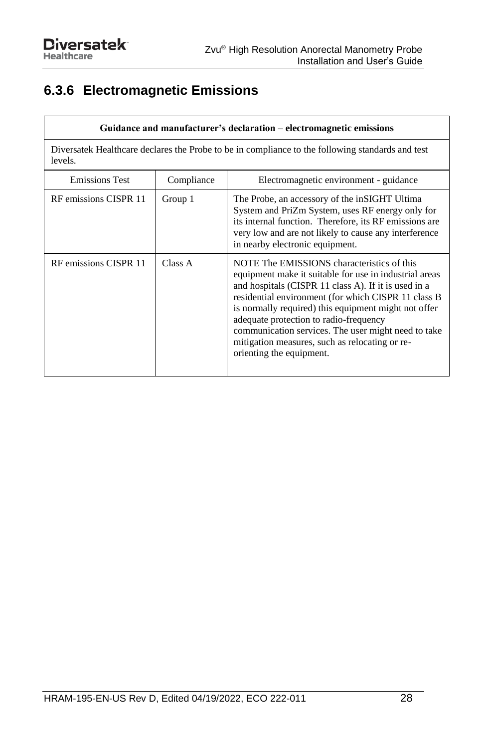### 6.3.6 Electromagnetic Emissions

| Guidance and manufacturer's declaration – electromagnetic emissions | | |
|---|---|---|
| Diversatek Healthcare declares the Probe to be in compliance to the following standards and test levels. | | |
| Emissions Test | Compliance | Electromagnetic environment - guidance |
| RF emissions CISPR 11 | Group 1 | The Probe, an accessory of the inSIGHT Ultima System and PriZm System, uses RF energy only for its internal function. Therefore, its RF emissions are very low and are not likely to cause any interference in nearby electronic equipment. |
| RF emissions CISPR 11 | Class A | NOTE The EMISSIONS characteristics of this equipment make it suitable for use in industrial areas and hospitals (CISPR 11 class A). If it is used in a residential environment (for which CISPR 11 class B is normally required) this equipment might not offer adequate protection to radio-frequency communication services. The user might need to take mitigation measures, such as relocating or re-orienting the equipment. |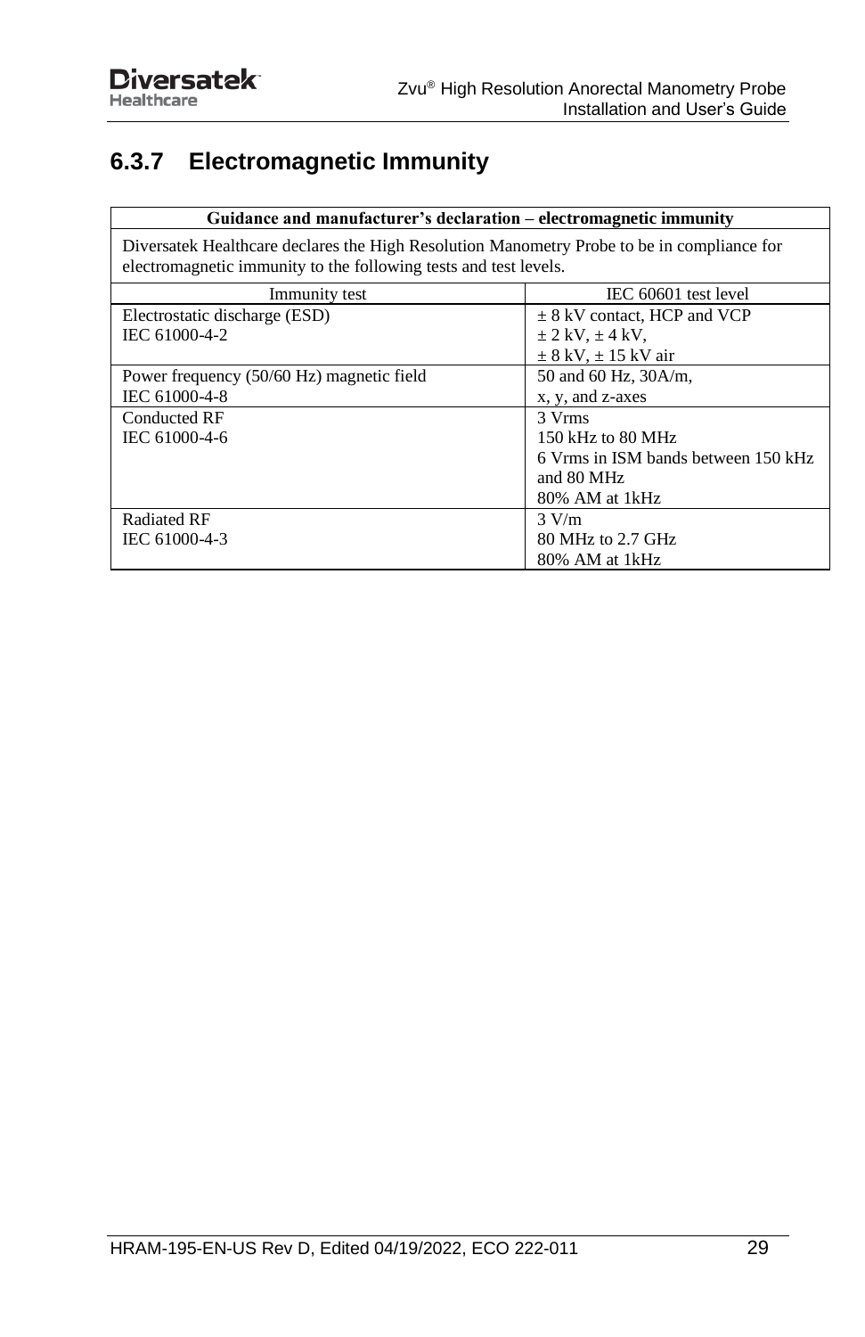### 6.3.7 Electromagnetic Immunity

| Guidance and manufacturer's declaration – electromagnetic immunity | |
|---|---|
| Diversatek Healthcare declares the High Resolution Manometry Probe to be in compliance for electromagnetic immunity to the following tests and test levels. | |
| Immunity test | IEC 60601 test level |
| Electrostatic discharge (ESD)<br>IEC 61000-4-2 | ± 8 kV contact, HCP and VCP<br>± 2 kV, ± 4 kV,<br>± 8 kV, ± 15 kV air |
| Power frequency (50/60 Hz) magnetic field<br>IEC 61000-4-8 | 50 and 60 Hz, 30A/m,<br>x, y, and z-axes |
| Conducted RF<br>IEC 61000-4-6 | 3 Vrms<br>150 kHz to 80 MHz<br>6 Vrms in ISM bands between 150 kHz and 80 MHz<br>80% AM at 1kHz |
| Radiated RF<br>IEC 61000-4-3 | 3 V/m<br>80 MHz to 2.7 GHz<br>80% AM at 1kHz |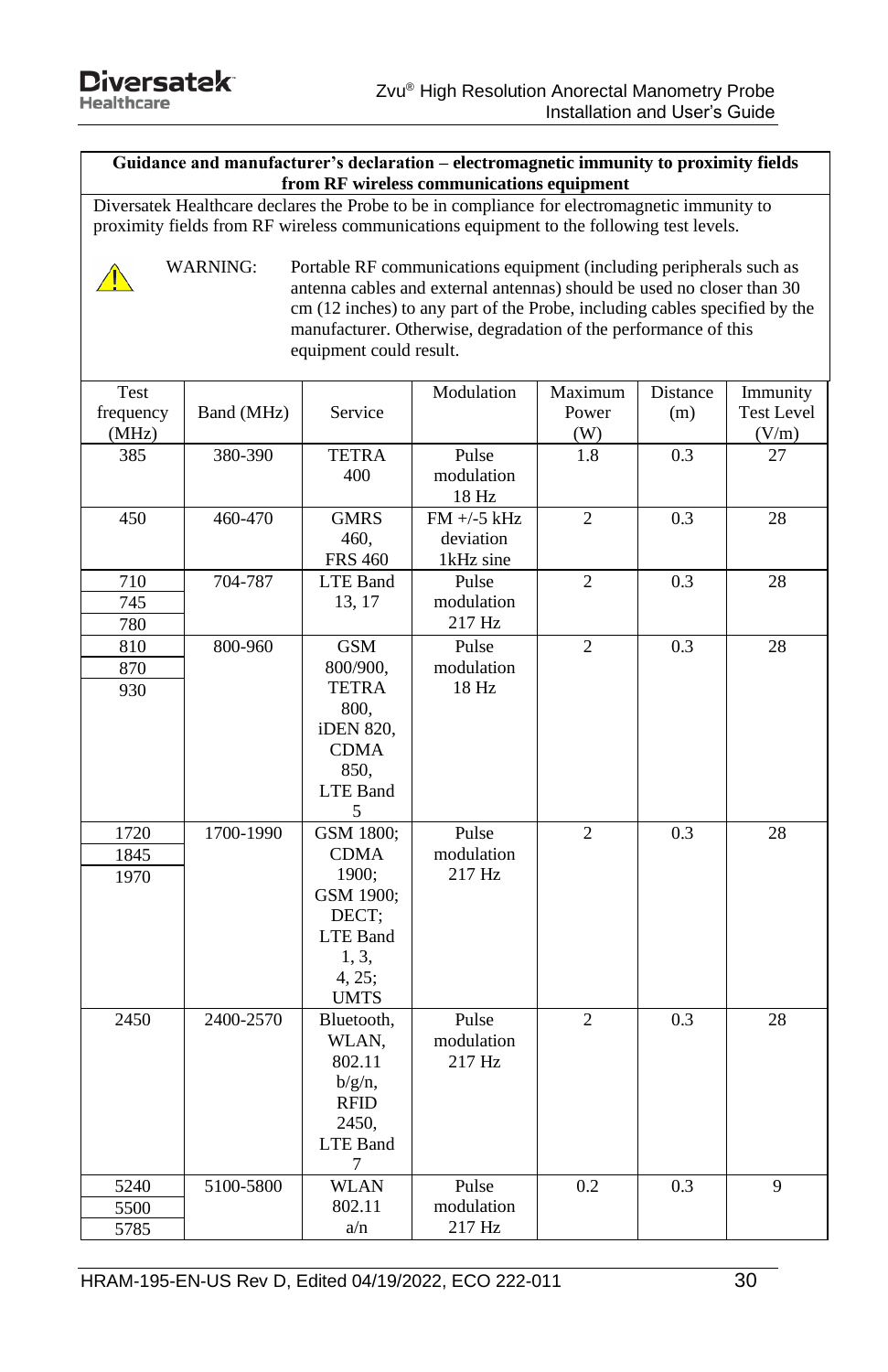**Guidance and manufacturer's declaration – electromagnetic immunity to proximity fields from RF wireless communications equipment**

Diversatek Healthcare declares the Probe to be in compliance for electromagnetic immunity to proximity fields from RF wireless communications equipment to the following test levels.

⚠ WARNING: Portable RF communications equipment (including peripherals such as antenna cables and external antennas) should be used no closer than 30 cm (12 inches) to any part of the Probe, including cables specified by the manufacturer. Otherwise, degradation of the performance of this equipment could result.

| Test frequency (MHz) | Band (MHz) | Service | Modulation | Maximum Power (W) | Distance (m) | Immunity Test Level (V/m) |
|---|---|---|---|---|---|---|
| 385 | 380-390 | TETRA 400 | Pulse modulation 18 Hz | 1.8 | 0.3 | 27 |
| 450 | 460-470 | GMRS 460, FRS 460 | FM +/-5 kHz deviation 1kHz sine | 2 | 0.3 | 28 |
| 710<br>745<br>780 | 704-787 | LTE Band 13, 17 | Pulse modulation 217 Hz | 2 | 0.3 | 28 |
| 810<br>870<br>930 | 800-960 | GSM 800/900, TETRA 800, iDEN 820, CDMA 850, LTE Band 5 | Pulse modulation 18 Hz | 2 | 0.3 | 28 |
| 1720<br>1845<br>1970 | 1700-1990 | GSM 1800; CDMA 1900; GSM 1900; DECT; LTE Band 1, 3, 4, 25; UMTS | Pulse modulation 217 Hz | 2 | 0.3 | 28 |
| 2450 | 2400-2570 | Bluetooth, WLAN, 802.11 b/g/n, RFID 2450, LTE Band 7 | Pulse modulation 217 Hz | 2 | 0.3 | 28 |
| 5240<br>5500<br>5785 | 5100-5800 | WLAN 802.11 a/n | Pulse modulation 217 Hz | 0.2 | 0.3 | 9 |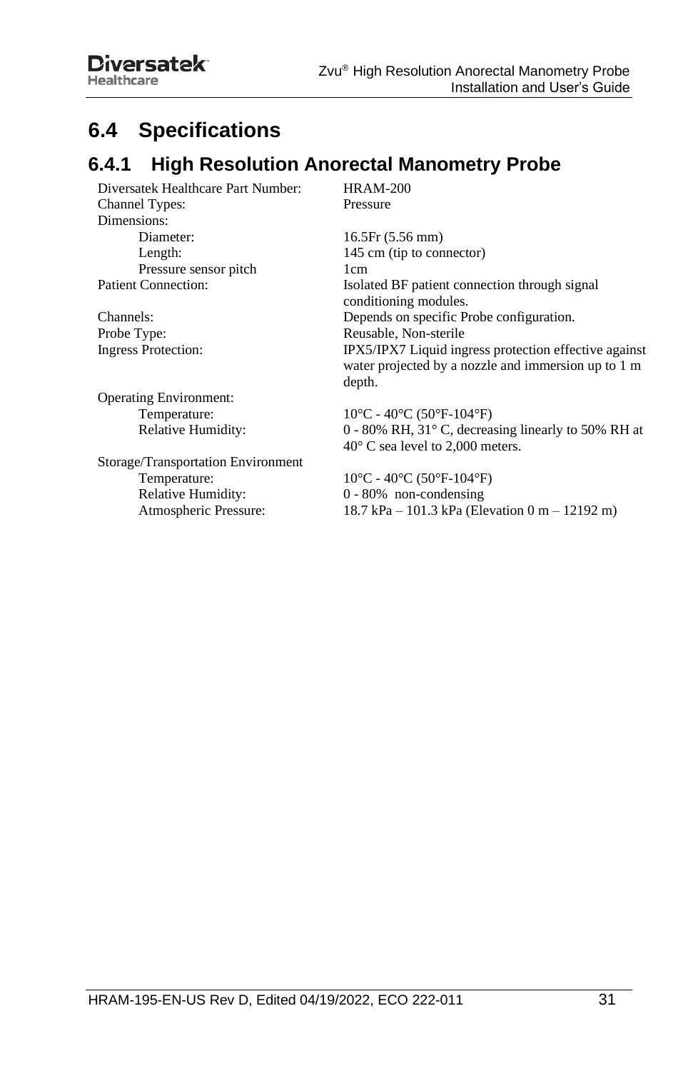## 6.4 Specifications

### 6.4.1 High Resolution Anorectal Manometry Probe

| | |
|---|---|
| Diversatek Healthcare Part Number: | HRAM-200 |
| Channel Types: | Pressure |
| Dimensions: | |
| Diameter: | 16.5Fr (5.56 mm) |
| Length: | 145 cm (tip to connector) |
| Pressure sensor pitch | 1cm |
| Patient Connection: | Isolated BF patient connection through signal conditioning modules. |
| Channels: | Depends on specific Probe configuration. |
| Probe Type: | Reusable, Non-sterile |
| Ingress Protection: | IPX5/IPX7 Liquid ingress protection effective against water projected by a nozzle and immersion up to 1 m depth. |
| Operating Environment: | |
| Temperature: | 10°C - 40°C (50°F-104°F) |
| Relative Humidity: | 0 - 80% RH, 31° C, decreasing linearly to 50% RH at 40° C sea level to 2,000 meters. |
| Storage/Transportation Environment | |
| Temperature: | 10°C - 40°C (50°F-104°F) |
| Relative Humidity: | 0 - 80% non-condensing |
| Atmospheric Pressure: | 18.7 kPa – 101.3 kPa (Elevation 0 m – 12192 m) |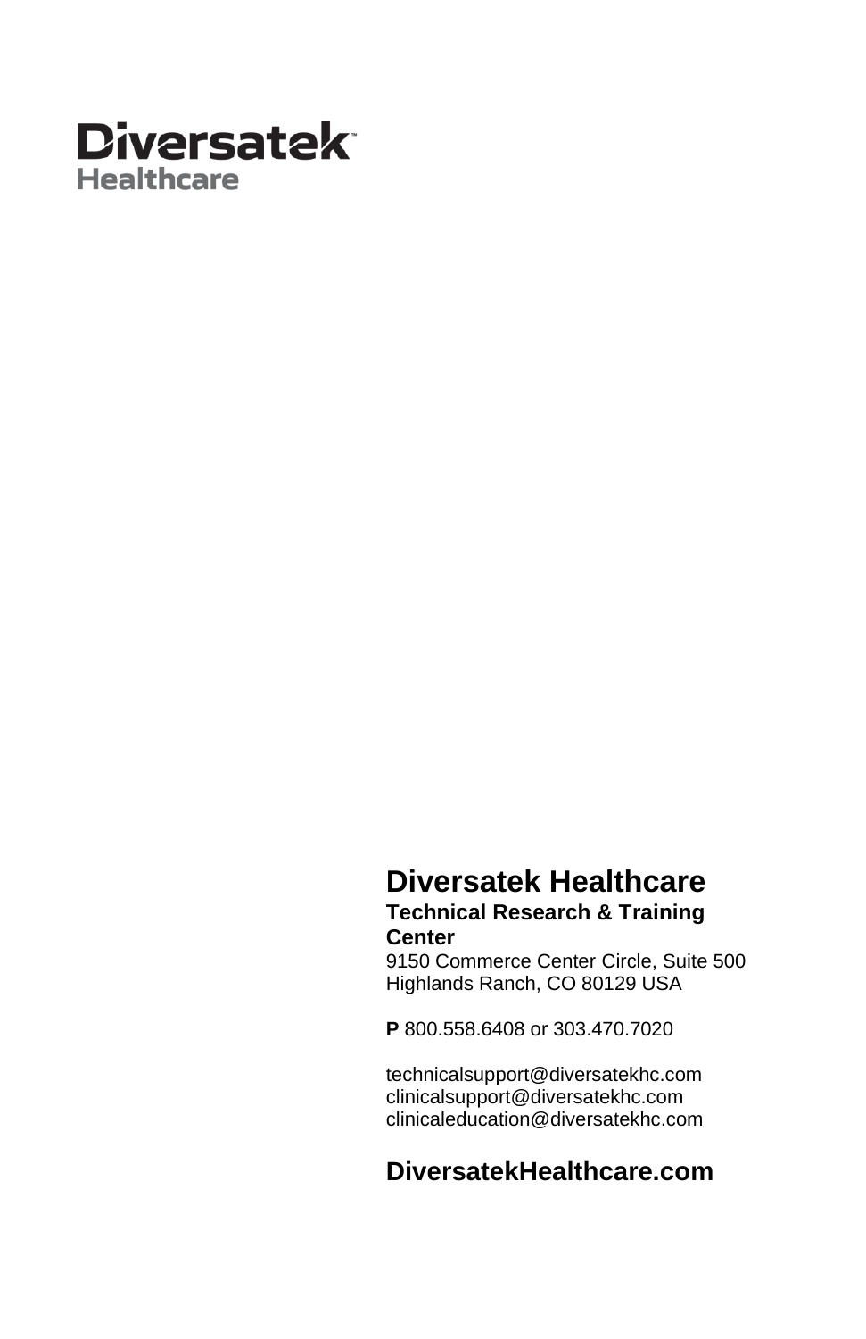Diversatek Healthcare

## Diversatek Healthcare

**Technical Research & Training Center**
9150 Commerce Center Circle, Suite 500
Highlands Ranch, CO 80129 USA

**P** 800.558.6408 or 303.470.7020

technicalsupport@diversatekhc.com
clinicalsupport@diversatekhc.com
clinicaleducation@diversatekhc.com

**DiversatekHealthcare.com**